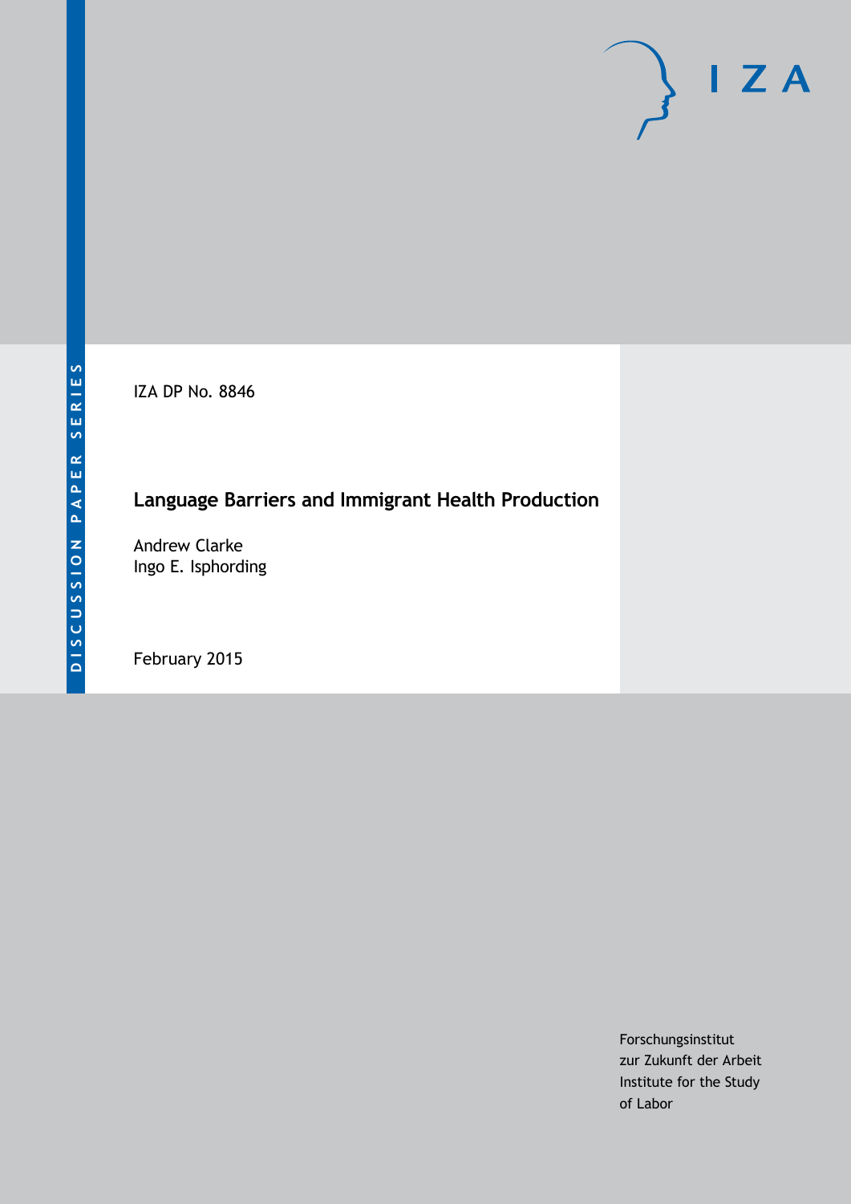DISCUSSION PAPER SERIES

IZA DP No. 8846

# Language Barriers and Immigrant Health Production

Andrew Clarke
Ingo E. Isphording

February 2015

Forschungsinstitut
zur Zukunft der Arbeit
Institute for the Study
of Labor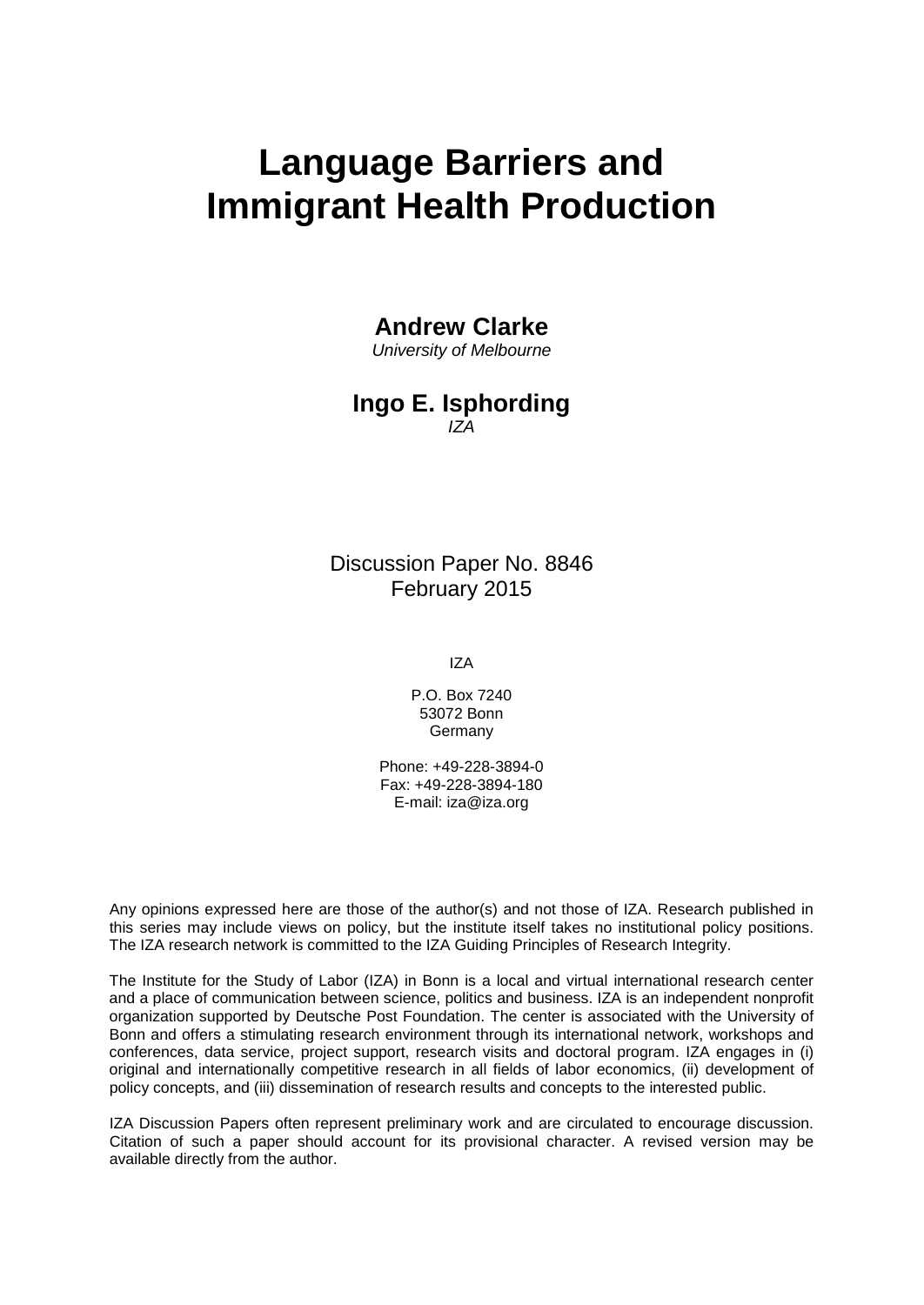# Language Barriers and Immigrant Health Production

**Andrew Clarke**
*University of Melbourne*

**Ingo E. Isphording**
*IZA*

Discussion Paper No. 8846
February 2015

IZA

P.O. Box 7240
53072 Bonn
Germany

Phone: +49-228-3894-0
Fax: +49-228-3894-180
E-mail: iza@iza.org

Any opinions expressed here are those of the author(s) and not those of IZA. Research published in this series may include views on policy, but the institute itself takes no institutional policy positions. The IZA research network is committed to the IZA Guiding Principles of Research Integrity.

The Institute for the Study of Labor (IZA) in Bonn is a local and virtual international research center and a place of communication between science, politics and business. IZA is an independent nonprofit organization supported by Deutsche Post Foundation. The center is associated with the University of Bonn and offers a stimulating research environment through its international network, workshops and conferences, data service, project support, research visits and doctoral program. IZA engages in (i) original and internationally competitive research in all fields of labor economics, (ii) development of policy concepts, and (iii) dissemination of research results and concepts to the interested public.

IZA Discussion Papers often represent preliminary work and are circulated to encourage discussion. Citation of such a paper should account for its provisional character. A revised version may be available directly from the author.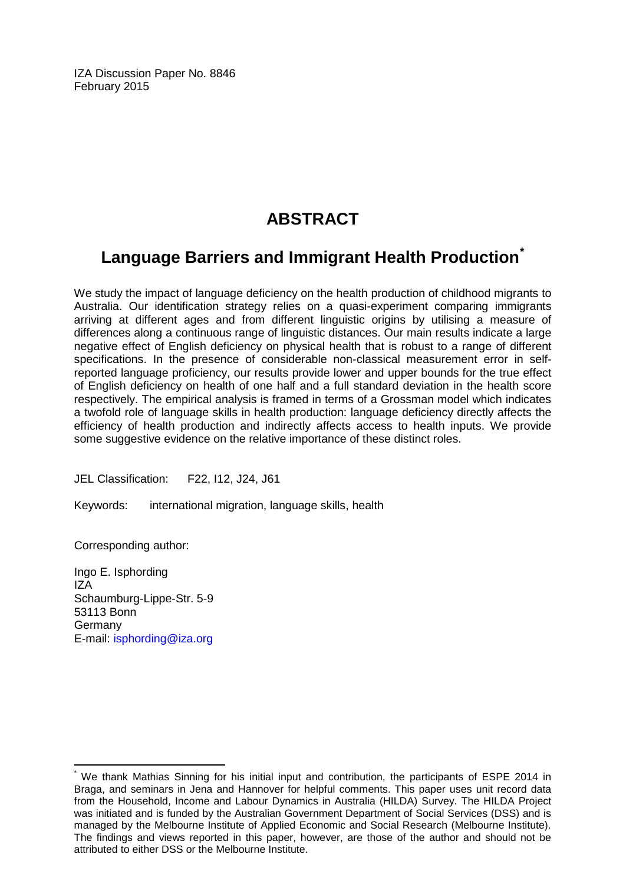IZA Discussion Paper No. 8846
February 2015

# ABSTRACT

## Language Barriers and Immigrant Health Production*

We study the impact of language deficiency on the health production of childhood migrants to Australia. Our identification strategy relies on a quasi-experiment comparing immigrants arriving at different ages and from different linguistic origins by utilising a measure of differences along a continuous range of linguistic distances. Our main results indicate a large negative effect of English deficiency on physical health that is robust to a range of different specifications. In the presence of considerable non-classical measurement error in self-reported language proficiency, our results provide lower and upper bounds for the true effect of English deficiency on health of one half and a full standard deviation in the health score respectively. The empirical analysis is framed in terms of a Grossman model which indicates a twofold role of language skills in health production: language deficiency directly affects the efficiency of health production and indirectly affects access to health inputs. We provide some suggestive evidence on the relative importance of these distinct roles.

JEL Classification: F22, I12, J24, J61

Keywords: international migration, language skills, health

Corresponding author:

Ingo E. Isphording
IZA
Schaumburg-Lippe-Str. 5-9
53113 Bonn
Germany
E-mail: isphording@iza.org

---

* We thank Mathias Sinning for his initial input and contribution, the participants of ESPE 2014 in Braga, and seminars in Jena and Hannover for helpful comments. This paper uses unit record data from the Household, Income and Labour Dynamics in Australia (HILDA) Survey. The HILDA Project was initiated and is funded by the Australian Government Department of Social Services (DSS) and is managed by the Melbourne Institute of Applied Economic and Social Research (Melbourne Institute). The findings and views reported in this paper, however, are those of the author and should not be attributed to either DSS or the Melbourne Institute.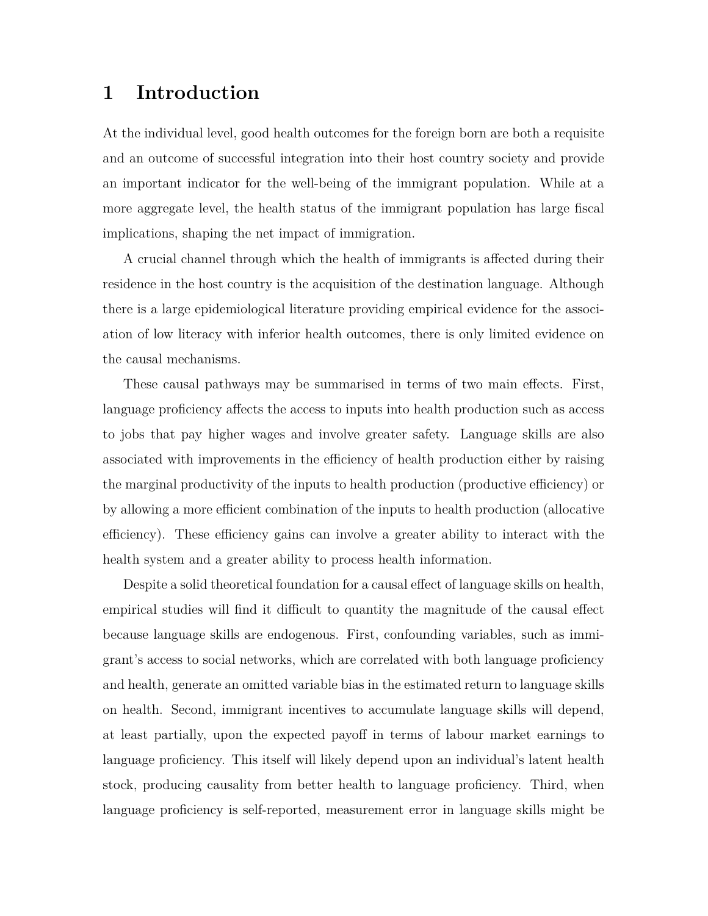# 1 Introduction

At the individual level, good health outcomes for the foreign born are both a requisite and an outcome of successful integration into their host country society and provide an important indicator for the well-being of the immigrant population. While at a more aggregate level, the health status of the immigrant population has large fiscal implications, shaping the net impact of immigration.

A crucial channel through which the health of immigrants is affected during their residence in the host country is the acquisition of the destination language. Although there is a large epidemiological literature providing empirical evidence for the association of low literacy with inferior health outcomes, there is only limited evidence on the causal mechanisms.

These causal pathways may be summarised in terms of two main effects. First, language proficiency affects the access to inputs into health production such as access to jobs that pay higher wages and involve greater safety. Language skills are also associated with improvements in the efficiency of health production either by raising the marginal productivity of the inputs to health production (productive efficiency) or by allowing a more efficient combination of the inputs to health production (allocative efficiency). These efficiency gains can involve a greater ability to interact with the health system and a greater ability to process health information.

Despite a solid theoretical foundation for a causal effect of language skills on health, empirical studies will find it difficult to quantity the magnitude of the causal effect because language skills are endogenous. First, confounding variables, such as immigrant's access to social networks, which are correlated with both language proficiency and health, generate an omitted variable bias in the estimated return to language skills on health. Second, immigrant incentives to accumulate language skills will depend, at least partially, upon the expected payoff in terms of labour market earnings to language proficiency. This itself will likely depend upon an individual's latent health stock, producing causality from better health to language proficiency. Third, when language proficiency is self-reported, measurement error in language skills might be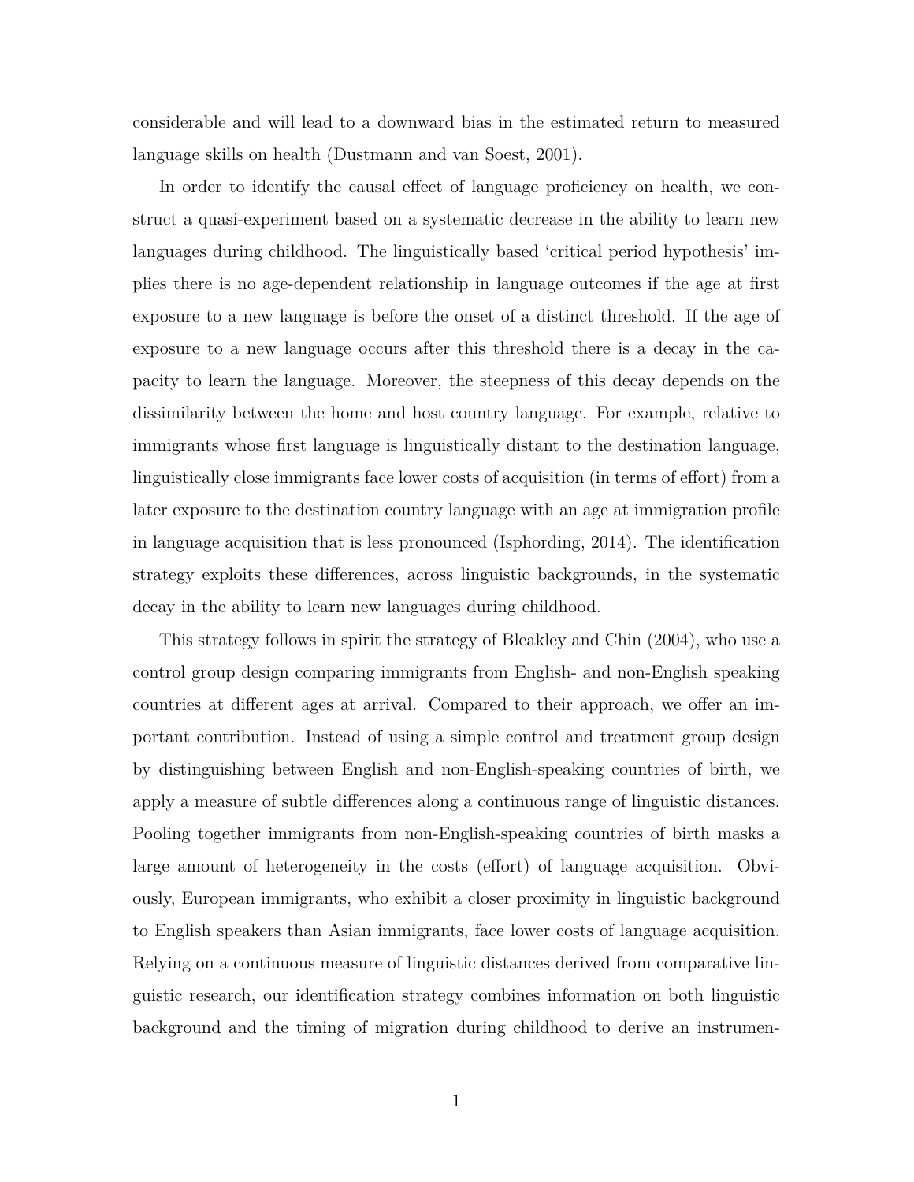considerable and will lead to a downward bias in the estimated return to measured language skills on health (Dustmann and van Soest, 2001).

In order to identify the causal effect of language proficiency on health, we construct a quasi-experiment based on a systematic decrease in the ability to learn new languages during childhood. The linguistically based 'critical period hypothesis' implies there is no age-dependent relationship in language outcomes if the age at first exposure to a new language is before the onset of a distinct threshold. If the age of exposure to a new language occurs after this threshold there is a decay in the capacity to learn the language. Moreover, the steepness of this decay depends on the dissimilarity between the home and host country language. For example, relative to immigrants whose first language is linguistically distant to the destination language, linguistically close immigrants face lower costs of acquisition (in terms of effort) from a later exposure to the destination country language with an age at immigration profile in language acquisition that is less pronounced (Isphording, 2014). The identification strategy exploits these differences, across linguistic backgrounds, in the systematic decay in the ability to learn new languages during childhood.

This strategy follows in spirit the strategy of Bleakley and Chin (2004), who use a control group design comparing immigrants from English- and non-English speaking countries at different ages at arrival. Compared to their approach, we offer an important contribution. Instead of using a simple control and treatment group design by distinguishing between English and non-English-speaking countries of birth, we apply a measure of subtle differences along a continuous range of linguistic distances. Pooling together immigrants from non-English-speaking countries of birth masks a large amount of heterogeneity in the costs (effort) of language acquisition. Obviously, European immigrants, who exhibit a closer proximity in linguistic background to English speakers than Asian immigrants, face lower costs of language acquisition. Relying on a continuous measure of linguistic distances derived from comparative linguistic research, our identification strategy combines information on both linguistic background and the timing of migration during childhood to derive an instrumen-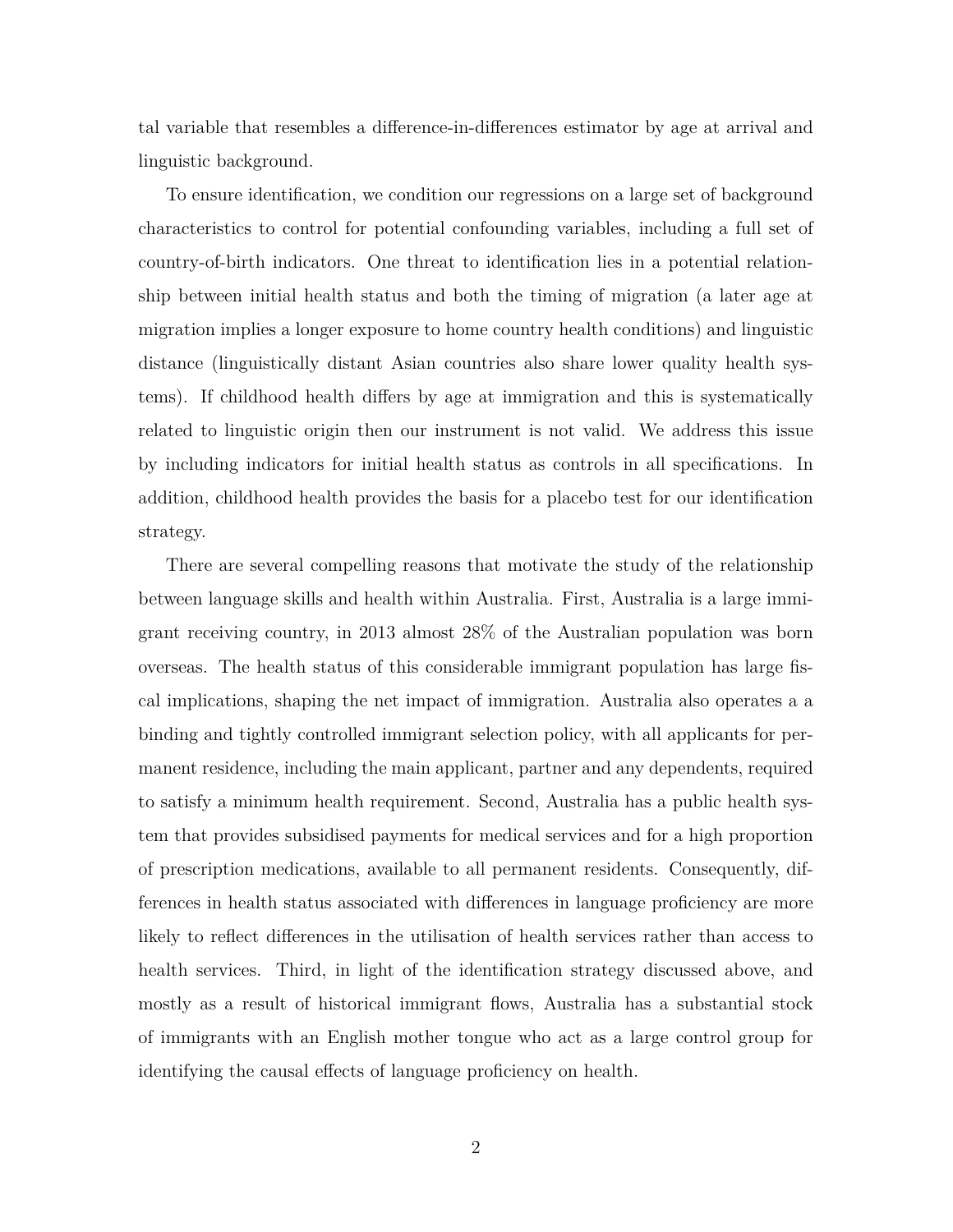tal variable that resembles a difference-in-differences estimator by age at arrival and linguistic background.

To ensure identification, we condition our regressions on a large set of background characteristics to control for potential confounding variables, including a full set of country-of-birth indicators. One threat to identification lies in a potential relationship between initial health status and both the timing of migration (a later age at migration implies a longer exposure to home country health conditions) and linguistic distance (linguistically distant Asian countries also share lower quality health systems). If childhood health differs by age at immigration and this is systematically related to linguistic origin then our instrument is not valid. We address this issue by including indicators for initial health status as controls in all specifications. In addition, childhood health provides the basis for a placebo test for our identification strategy.

There are several compelling reasons that motivate the study of the relationship between language skills and health within Australia. First, Australia is a large immigrant receiving country, in 2013 almost 28% of the Australian population was born overseas. The health status of this considerable immigrant population has large fiscal implications, shaping the net impact of immigration. Australia also operates a a binding and tightly controlled immigrant selection policy, with all applicants for permanent residence, including the main applicant, partner and any dependents, required to satisfy a minimum health requirement. Second, Australia has a public health system that provides subsidised payments for medical services and for a high proportion of prescription medications, available to all permanent residents. Consequently, differences in health status associated with differences in language proficiency are more likely to reflect differences in the utilisation of health services rather than access to health services. Third, in light of the identification strategy discussed above, and mostly as a result of historical immigrant flows, Australia has a substantial stock of immigrants with an English mother tongue who act as a large control group for identifying the causal effects of language proficiency on health.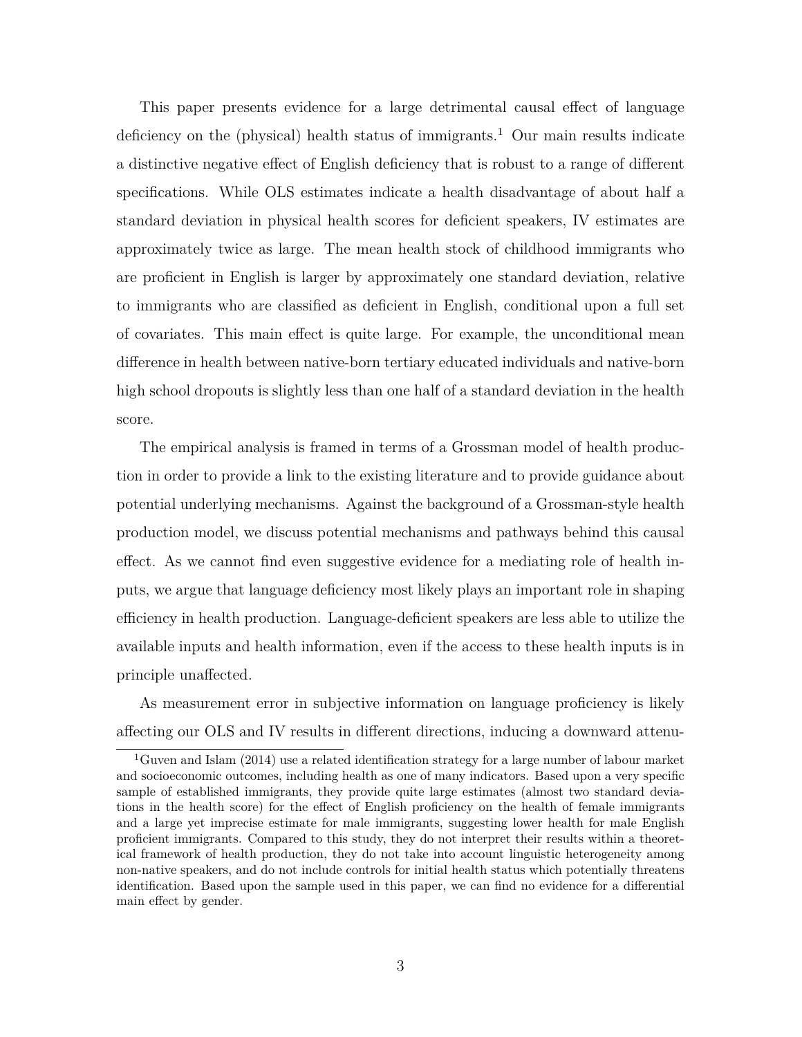This paper presents evidence for a large detrimental causal effect of language deficiency on the (physical) health status of immigrants.[1] Our main results indicate a distinctive negative effect of English deficiency that is robust to a range of different specifications. While OLS estimates indicate a health disadvantage of about half a standard deviation in physical health scores for deficient speakers, IV estimates are approximately twice as large. The mean health stock of childhood immigrants who are proficient in English is larger by approximately one standard deviation, relative to immigrants who are classified as deficient in English, conditional upon a full set of covariates. This main effect is quite large. For example, the unconditional mean difference in health between native-born tertiary educated individuals and native-born high school dropouts is slightly less than one half of a standard deviation in the health score.

The empirical analysis is framed in terms of a Grossman model of health production in order to provide a link to the existing literature and to provide guidance about potential underlying mechanisms. Against the background of a Grossman-style health production model, we discuss potential mechanisms and pathways behind this causal effect. As we cannot find even suggestive evidence for a mediating role of health inputs, we argue that language deficiency most likely plays an important role in shaping efficiency in health production. Language-deficient speakers are less able to utilize the available inputs and health information, even if the access to these health inputs is in principle unaffected.

As measurement error in subjective information on language proficiency is likely affecting our OLS and IV results in different directions, inducing a downward attenu-

[1] Guven and Islam (2014) use a related identification strategy for a large number of labour market and socioeconomic outcomes, including health as one of many indicators. Based upon a very specific sample of established immigrants, they provide quite large estimates (almost two standard deviations in the health score) for the effect of English proficiency on the health of female immigrants and a large yet imprecise estimate for male immigrants, suggesting lower health for male English proficient immigrants. Compared to this study, they do not interpret their results within a theoretical framework of health production, they do not take into account linguistic heterogeneity among non-native speakers, and do not include controls for initial health status which potentially threatens identification. Based upon the sample used in this paper, we can find no evidence for a differential main effect by gender.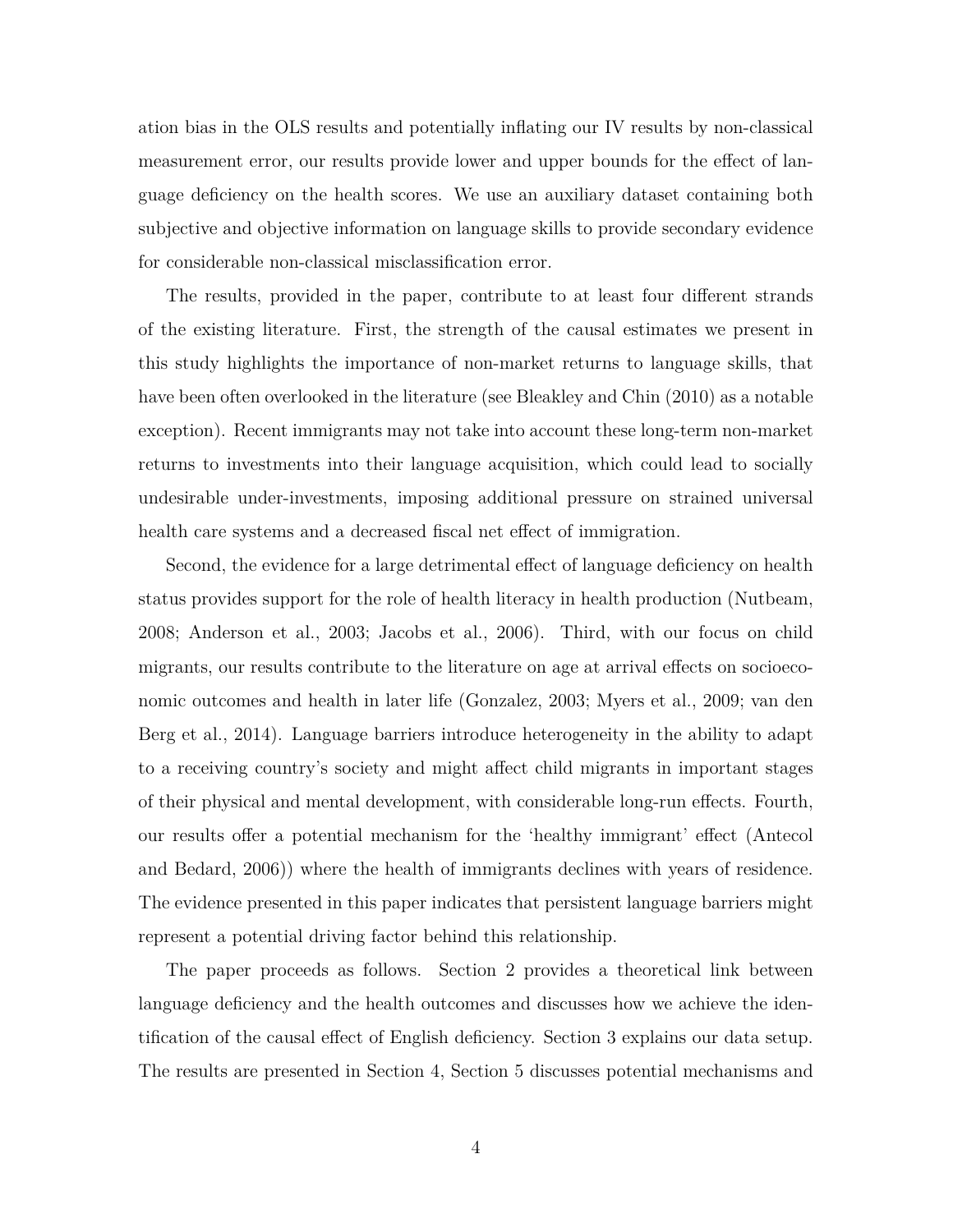ation bias in the OLS results and potentially inflating our IV results by non-classical measurement error, our results provide lower and upper bounds for the effect of language deficiency on the health scores. We use an auxiliary dataset containing both subjective and objective information on language skills to provide secondary evidence for considerable non-classical misclassification error.

The results, provided in the paper, contribute to at least four different strands of the existing literature. First, the strength of the causal estimates we present in this study highlights the importance of non-market returns to language skills, that have been often overlooked in the literature (see Bleakley and Chin (2010) as a notable exception). Recent immigrants may not take into account these long-term non-market returns to investments into their language acquisition, which could lead to socially undesirable under-investments, imposing additional pressure on strained universal health care systems and a decreased fiscal net effect of immigration.

Second, the evidence for a large detrimental effect of language deficiency on health status provides support for the role of health literacy in health production (Nutbeam, 2008; Anderson et al., 2003; Jacobs et al., 2006). Third, with our focus on child migrants, our results contribute to the literature on age at arrival effects on socioeconomic outcomes and health in later life (Gonzalez, 2003; Myers et al., 2009; van den Berg et al., 2014). Language barriers introduce heterogeneity in the ability to adapt to a receiving country's society and might affect child migrants in important stages of their physical and mental development, with considerable long-run effects. Fourth, our results offer a potential mechanism for the 'healthy immigrant' effect (Antecol and Bedard, 2006)) where the health of immigrants declines with years of residence. The evidence presented in this paper indicates that persistent language barriers might represent a potential driving factor behind this relationship.

The paper proceeds as follows. Section 2 provides a theoretical link between language deficiency and the health outcomes and discusses how we achieve the identification of the causal effect of English deficiency. Section 3 explains our data setup. The results are presented in Section 4, Section 5 discusses potential mechanisms and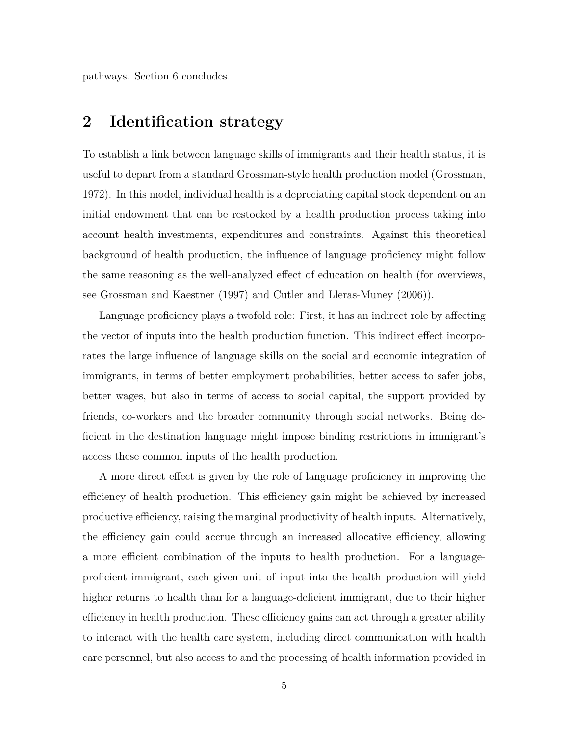pathways. Section 6 concludes.

## 2 Identification strategy

To establish a link between language skills of immigrants and their health status, it is useful to depart from a standard Grossman-style health production model (Grossman, 1972). In this model, individual health is a depreciating capital stock dependent on an initial endowment that can be restocked by a health production process taking into account health investments, expenditures and constraints. Against this theoretical background of health production, the influence of language proficiency might follow the same reasoning as the well-analyzed effect of education on health (for overviews, see Grossman and Kaestner (1997) and Cutler and Lleras-Muney (2006)).

Language proficiency plays a twofold role: First, it has an indirect role by affecting the vector of inputs into the health production function. This indirect effect incorporates the large influence of language skills on the social and economic integration of immigrants, in terms of better employment probabilities, better access to safer jobs, better wages, but also in terms of access to social capital, the support provided by friends, co-workers and the broader community through social networks. Being deficient in the destination language might impose binding restrictions in immigrant's access these common inputs of the health production.

A more direct effect is given by the role of language proficiency in improving the efficiency of health production. This efficiency gain might be achieved by increased productive efficiency, raising the marginal productivity of health inputs. Alternatively, the efficiency gain could accrue through an increased allocative efficiency, allowing a more efficient combination of the inputs to health production. For a language-proficient immigrant, each given unit of input into the health production will yield higher returns to health than for a language-deficient immigrant, due to their higher efficiency in health production. These efficiency gains can act through a greater ability to interact with the health care system, including direct communication with health care personnel, but also access to and the processing of health information provided in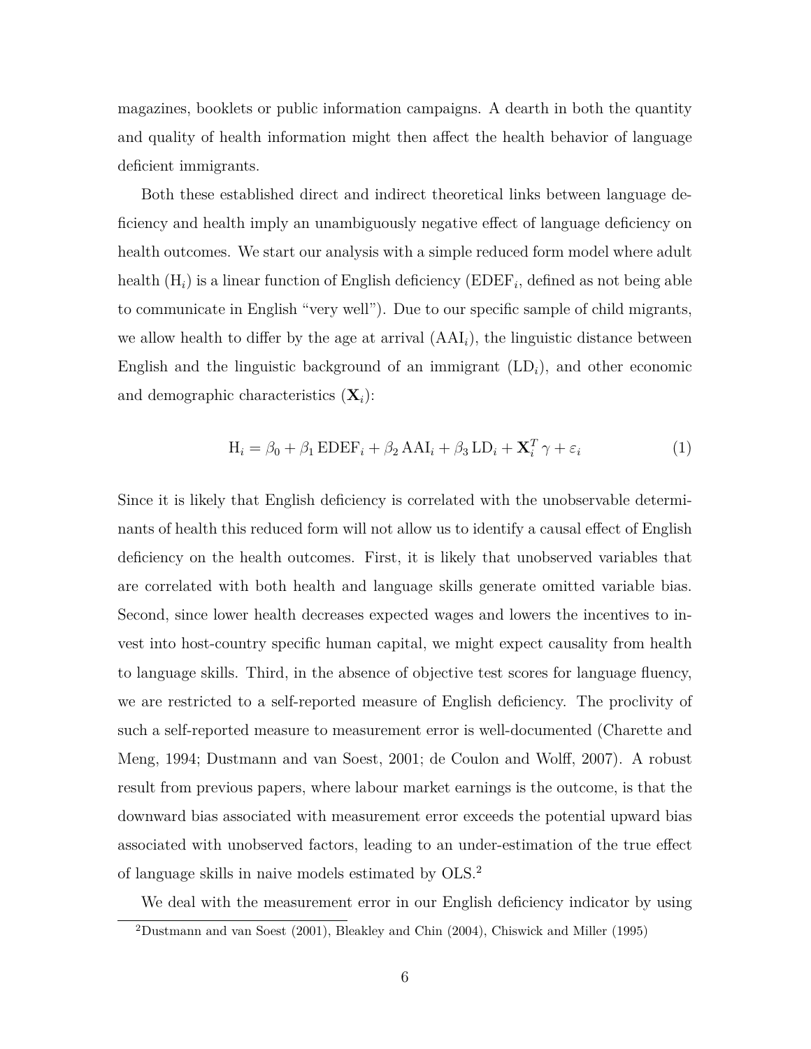magazines, booklets or public information campaigns. A dearth in both the quantity and quality of health information might then affect the health behavior of language deficient immigrants.

Both these established direct and indirect theoretical links between language deficiency and health imply an unambiguously negative effect of language deficiency on health outcomes. We start our analysis with a simple reduced form model where adult health ($\mathrm{H}_i$) is a linear function of English deficiency ($\mathrm{EDEF}_i$, defined as not being able to communicate in English "very well"). Due to our specific sample of child migrants, we allow health to differ by the age at arrival ($\mathrm{AAI}_i$), the linguistic distance between English and the linguistic background of an immigrant ($\mathrm{LD}_i$), and other economic and demographic characteristics ($\mathbf{X}_i$):

$$\mathrm{H}_i = \beta_0 + \beta_1\,\mathrm{EDEF}_i + \beta_2\,\mathrm{AAI}_i + \beta_3\,\mathrm{LD}_i + \mathbf{X}_i^T\,\gamma + \varepsilon_i \tag{1}$$

Since it is likely that English deficiency is correlated with the unobservable determinants of health this reduced form will not allow us to identify a causal effect of English deficiency on the health outcomes. First, it is likely that unobserved variables that are correlated with both health and language skills generate omitted variable bias. Second, since lower health decreases expected wages and lowers the incentives to invest into host-country specific human capital, we might expect causality from health to language skills. Third, in the absence of objective test scores for language fluency, we are restricted to a self-reported measure of English deficiency. The proclivity of such a self-reported measure to measurement error is well-documented (Charette and Meng, 1994; Dustmann and van Soest, 2001; de Coulon and Wolff, 2007). A robust result from previous papers, where labour market earnings is the outcome, is that the downward bias associated with measurement error exceeds the potential upward bias associated with unobserved factors, leading to an under-estimation of the true effect of language skills in naive models estimated by OLS.[2]

We deal with the measurement error in our English deficiency indicator by using

[2] Dustmann and van Soest (2001), Bleakley and Chin (2004), Chiswick and Miller (1995)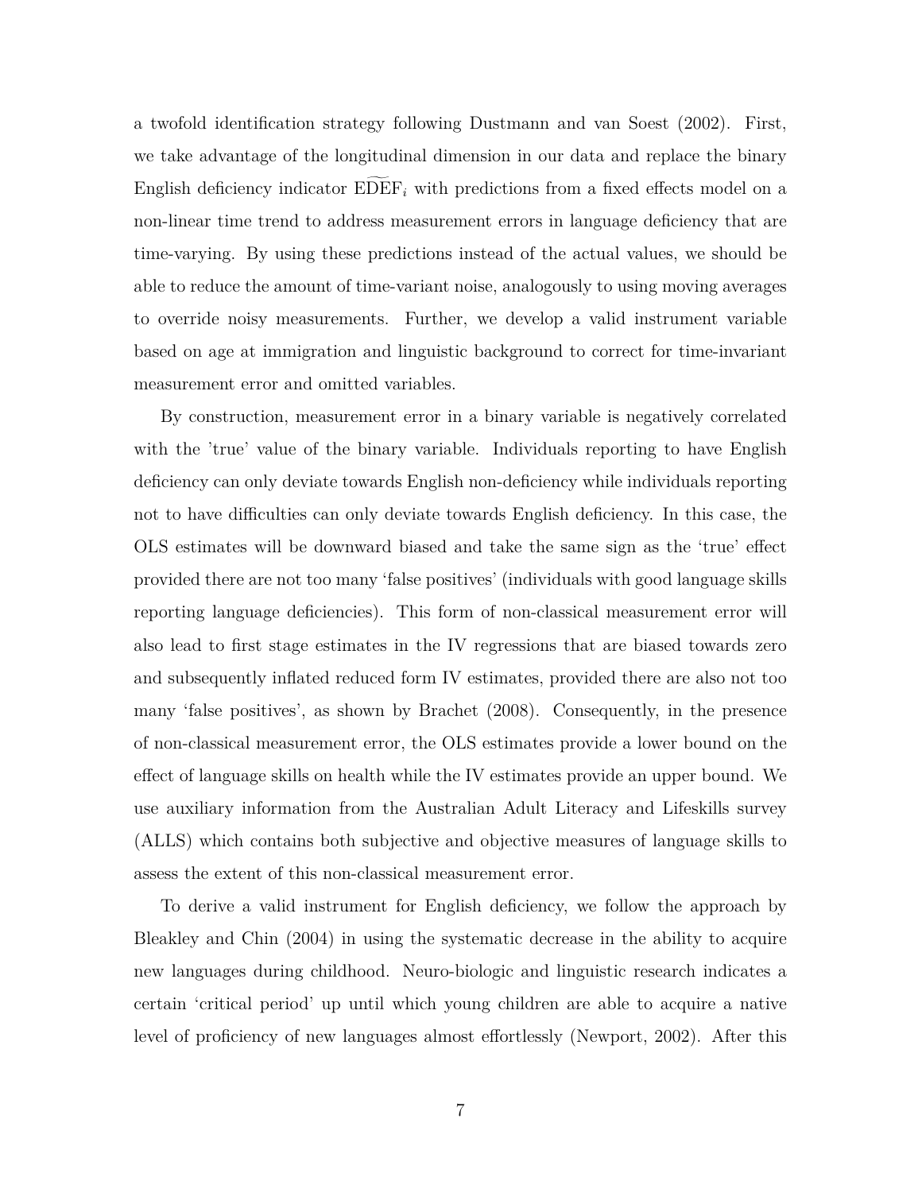a twofold identification strategy following Dustmann and van Soest (2002). First, we take advantage of the longitudinal dimension in our data and replace the binary English deficiency indicator $\widetilde{\text{EDEF}}_i$ with predictions from a fixed effects model on a non-linear time trend to address measurement errors in language deficiency that are time-varying. By using these predictions instead of the actual values, we should be able to reduce the amount of time-variant noise, analogously to using moving averages to override noisy measurements. Further, we develop a valid instrument variable based on age at immigration and linguistic background to correct for time-invariant measurement error and omitted variables.

By construction, measurement error in a binary variable is negatively correlated with the 'true' value of the binary variable. Individuals reporting to have English deficiency can only deviate towards English non-deficiency while individuals reporting not to have difficulties can only deviate towards English deficiency. In this case, the OLS estimates will be downward biased and take the same sign as the 'true' effect provided there are not too many 'false positives' (individuals with good language skills reporting language deficiencies). This form of non-classical measurement error will also lead to first stage estimates in the IV regressions that are biased towards zero and subsequently inflated reduced form IV estimates, provided there are also not too many 'false positives', as shown by Brachet (2008). Consequently, in the presence of non-classical measurement error, the OLS estimates provide a lower bound on the effect of language skills on health while the IV estimates provide an upper bound. We use auxiliary information from the Australian Adult Literacy and Lifeskills survey (ALLS) which contains both subjective and objective measures of language skills to assess the extent of this non-classical measurement error.

To derive a valid instrument for English deficiency, we follow the approach by Bleakley and Chin (2004) in using the systematic decrease in the ability to acquire new languages during childhood. Neuro-biologic and linguistic research indicates a certain 'critical period' up until which young children are able to acquire a native level of proficiency of new languages almost effortlessly (Newport, 2002). After this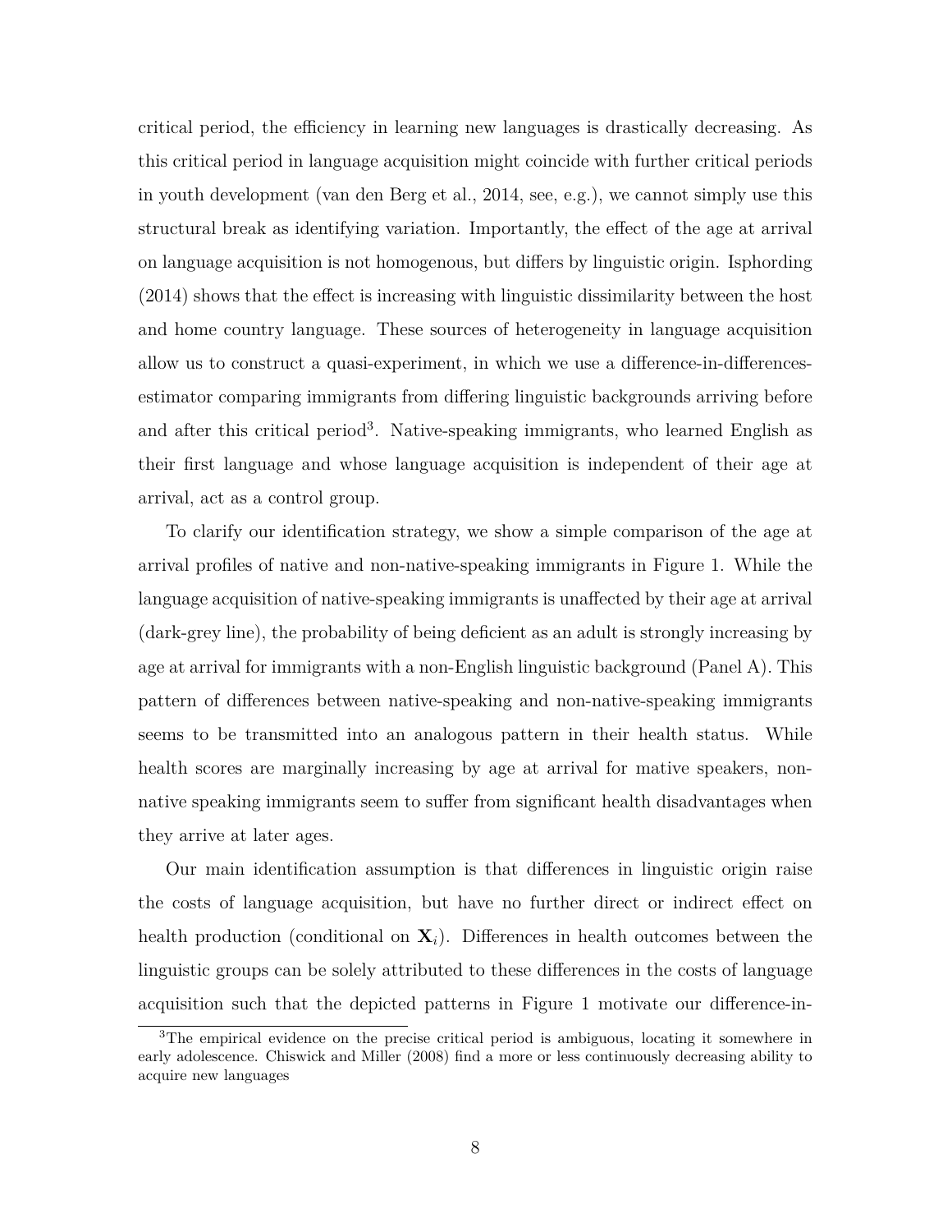critical period, the efficiency in learning new languages is drastically decreasing. As this critical period in language acquisition might coincide with further critical periods in youth development (van den Berg et al., 2014, see, e.g.), we cannot simply use this structural break as identifying variation. Importantly, the effect of the age at arrival on language acquisition is not homogenous, but differs by linguistic origin. Isphording (2014) shows that the effect is increasing with linguistic dissimilarity between the host and home country language. These sources of heterogeneity in language acquisition allow us to construct a quasi-experiment, in which we use a difference-in-differences-estimator comparing immigrants from differing linguistic backgrounds arriving before and after this critical period[3]. Native-speaking immigrants, who learned English as their first language and whose language acquisition is independent of their age at arrival, act as a control group.

To clarify our identification strategy, we show a simple comparison of the age at arrival profiles of native and non-native-speaking immigrants in Figure 1. While the language acquisition of native-speaking immigrants is unaffected by their age at arrival (dark-grey line), the probability of being deficient as an adult is strongly increasing by age at arrival for immigrants with a non-English linguistic background (Panel A). This pattern of differences between native-speaking and non-native-speaking immigrants seems to be transmitted into an analogous pattern in their health status. While health scores are marginally increasing by age at arrival for mative speakers, non-native speaking immigrants seem to suffer from significant health disadvantages when they arrive at later ages.

Our main identification assumption is that differences in linguistic origin raise the costs of language acquisition, but have no further direct or indirect effect on health production (conditional on $\mathbf{X}_i$). Differences in health outcomes between the linguistic groups can be solely attributed to these differences in the costs of language acquisition such that the depicted patterns in Figure 1 motivate our difference-in-

[3] The empirical evidence on the precise critical period is ambiguous, locating it somewhere in early adolescence. Chiswick and Miller (2008) find a more or less continuously decreasing ability to acquire new languages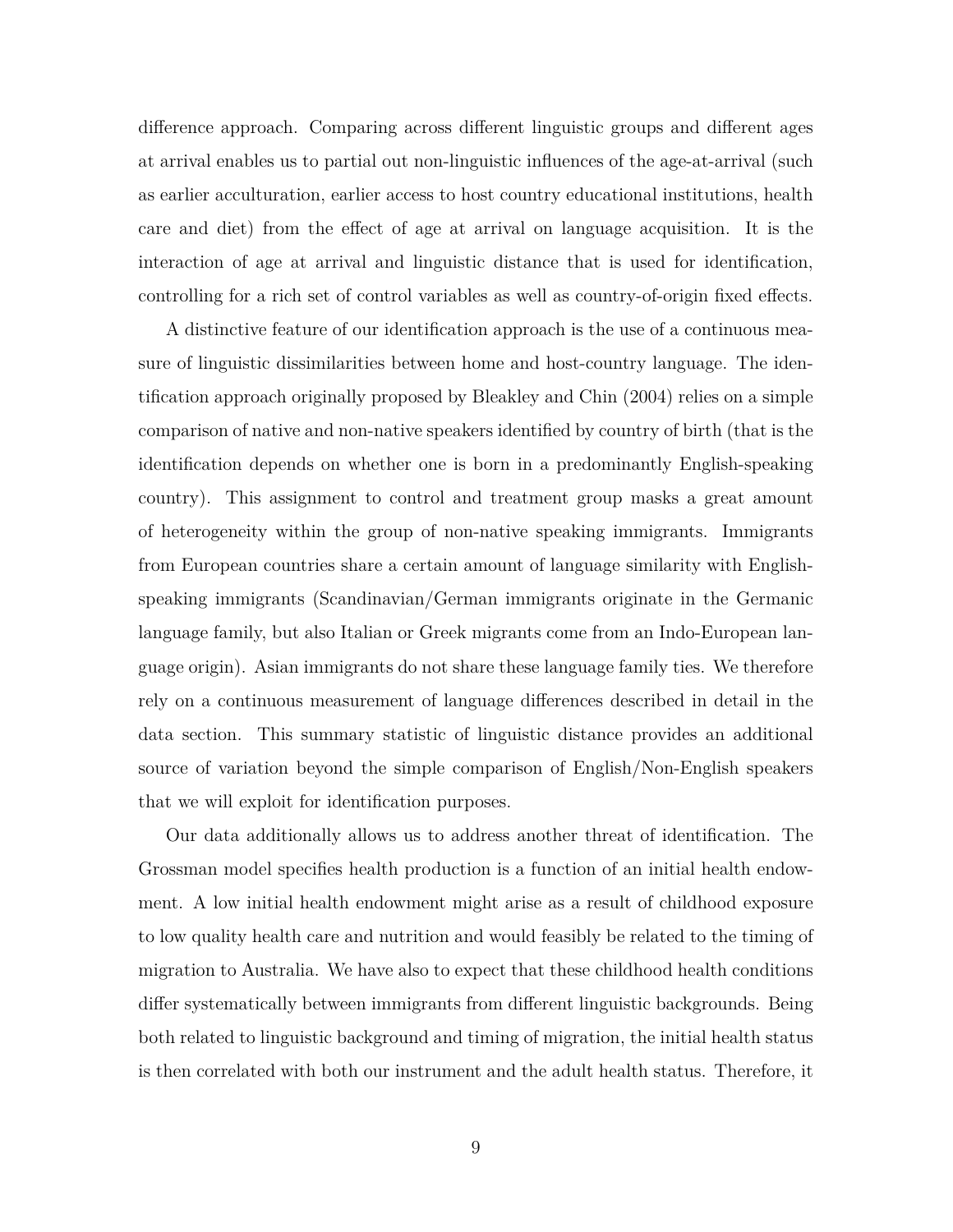difference approach. Comparing across different linguistic groups and different ages at arrival enables us to partial out non-linguistic influences of the age-at-arrival (such as earlier acculturation, earlier access to host country educational institutions, health care and diet) from the effect of age at arrival on language acquisition. It is the interaction of age at arrival and linguistic distance that is used for identification, controlling for a rich set of control variables as well as country-of-origin fixed effects.

A distinctive feature of our identification approach is the use of a continuous measure of linguistic dissimilarities between home and host-country language. The identification approach originally proposed by Bleakley and Chin (2004) relies on a simple comparison of native and non-native speakers identified by country of birth (that is the identification depends on whether one is born in a predominantly English-speaking country). This assignment to control and treatment group masks a great amount of heterogeneity within the group of non-native speaking immigrants. Immigrants from European countries share a certain amount of language similarity with English-speaking immigrants (Scandinavian/German immigrants originate in the Germanic language family, but also Italian or Greek migrants come from an Indo-European language origin). Asian immigrants do not share these language family ties. We therefore rely on a continuous measurement of language differences described in detail in the data section. This summary statistic of linguistic distance provides an additional source of variation beyond the simple comparison of English/Non-English speakers that we will exploit for identification purposes.

Our data additionally allows us to address another threat of identification. The Grossman model specifies health production is a function of an initial health endowment. A low initial health endowment might arise as a result of childhood exposure to low quality health care and nutrition and would feasibly be related to the timing of migration to Australia. We have also to expect that these childhood health conditions differ systematically between immigrants from different linguistic backgrounds. Being both related to linguistic background and timing of migration, the initial health status is then correlated with both our instrument and the adult health status. Therefore, it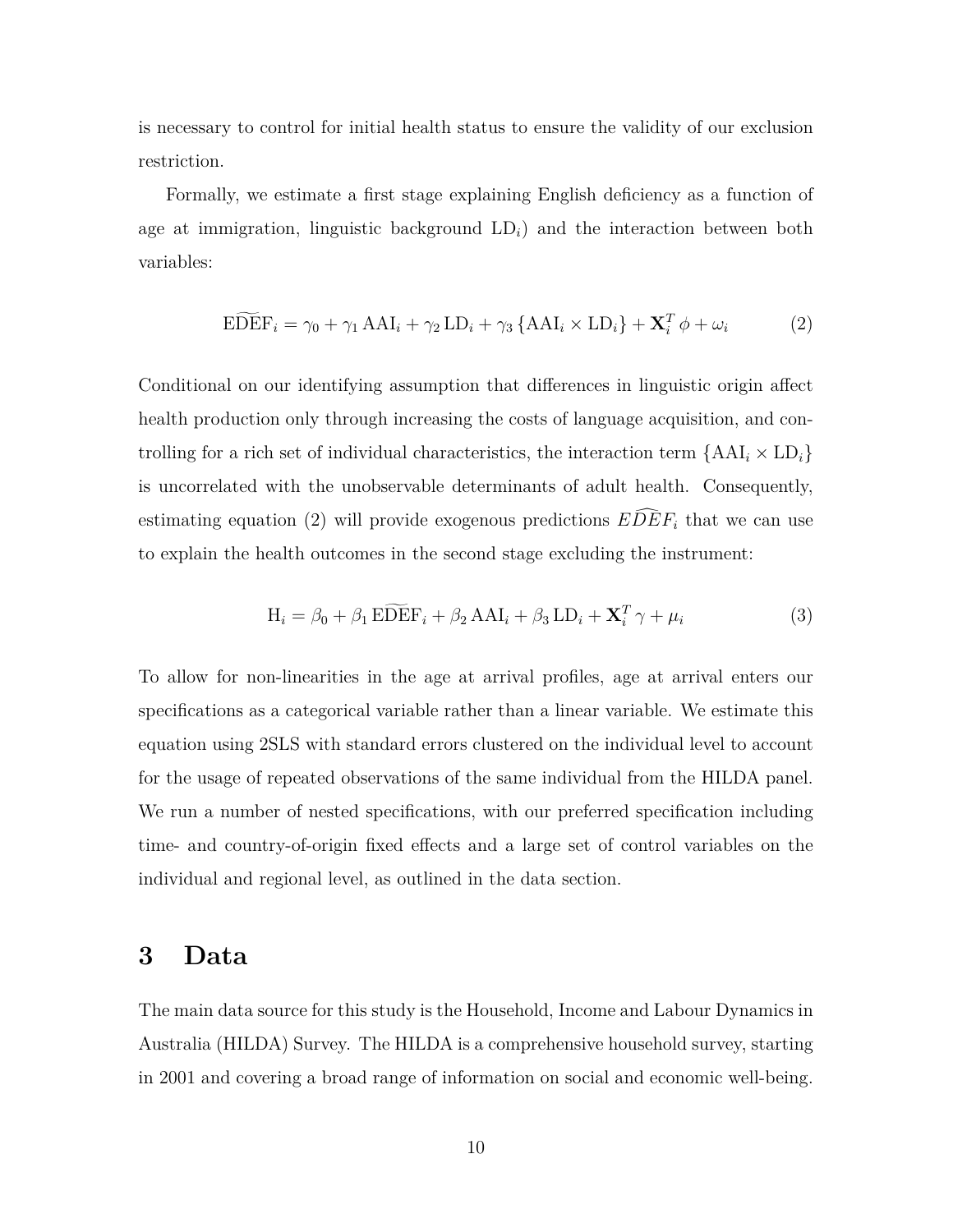is necessary to control for initial health status to ensure the validity of our exclusion restriction.

Formally, we estimate a first stage explaining English deficiency as a function of age at immigration, linguistic background $\text{LD}_i$) and the interaction between both variables:

$$\widetilde{\text{EDEF}}_i = \gamma_0 + \gamma_1 \, \text{AAI}_i + \gamma_2 \, \text{LD}_i + \gamma_3 \, \{\text{AAI}_i \times \text{LD}_i\} + \mathbf{X}_i^T \, \phi + \omega_i \tag{2}$$

Conditional on our identifying assumption that differences in linguistic origin affect health production only through increasing the costs of language acquisition, and controlling for a rich set of individual characteristics, the interaction term $\{\text{AAI}_i \times \text{LD}_i\}$ is uncorrelated with the unobservable determinants of adult health. Consequently, estimating equation (2) will provide exogenous predictions $\widehat{EDEF}_i$ that we can use to explain the health outcomes in the second stage excluding the instrument:

$$\text{H}_i = \beta_0 + \beta_1 \, \widetilde{\text{EDEF}}_i + \beta_2 \, \text{AAI}_i + \beta_3 \, \text{LD}_i + \mathbf{X}_i^T \, \gamma + \mu_i \tag{3}$$

To allow for non-linearities in the age at arrival profiles, age at arrival enters our specifications as a categorical variable rather than a linear variable. We estimate this equation using 2SLS with standard errors clustered on the individual level to account for the usage of repeated observations of the same individual from the HILDA panel. We run a number of nested specifications, with our preferred specification including time- and country-of-origin fixed effects and a large set of control variables on the individual and regional level, as outlined in the data section.

# 3 Data

The main data source for this study is the Household, Income and Labour Dynamics in Australia (HILDA) Survey. The HILDA is a comprehensive household survey, starting in 2001 and covering a broad range of information on social and economic well-being.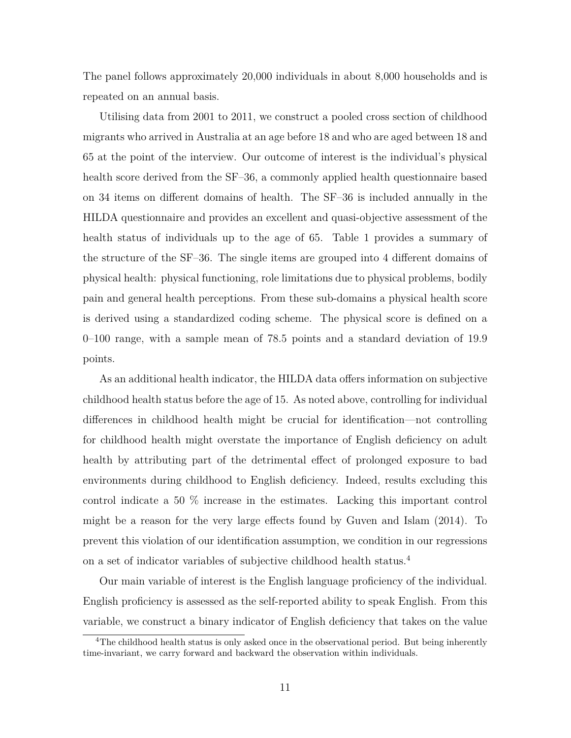The panel follows approximately 20,000 individuals in about 8,000 households and is repeated on an annual basis.

Utilising data from 2001 to 2011, we construct a pooled cross section of childhood migrants who arrived in Australia at an age before 18 and who are aged between 18 and 65 at the point of the interview. Our outcome of interest is the individual's physical health score derived from the SF–36, a commonly applied health questionnaire based on 34 items on different domains of health. The SF–36 is included annually in the HILDA questionnaire and provides an excellent and quasi-objective assessment of the health status of individuals up to the age of 65. Table 1 provides a summary of the structure of the SF–36. The single items are grouped into 4 different domains of physical health: physical functioning, role limitations due to physical problems, bodily pain and general health perceptions. From these sub-domains a physical health score is derived using a standardized coding scheme. The physical score is defined on a 0–100 range, with a sample mean of 78.5 points and a standard deviation of 19.9 points.

As an additional health indicator, the HILDA data offers information on subjective childhood health status before the age of 15. As noted above, controlling for individual differences in childhood health might be crucial for identification—not controlling for childhood health might overstate the importance of English deficiency on adult health by attributing part of the detrimental effect of prolonged exposure to bad environments during childhood to English deficiency. Indeed, results excluding this control indicate a 50 % increase in the estimates. Lacking this important control might be a reason for the very large effects found by Guven and Islam (2014). To prevent this violation of our identification assumption, we condition in our regressions on a set of indicator variables of subjective childhood health status.[4]

Our main variable of interest is the English language proficiency of the individual. English proficiency is assessed as the self-reported ability to speak English. From this variable, we construct a binary indicator of English deficiency that takes on the value

[4]The childhood health status is only asked once in the observational period. But being inherently time-invariant, we carry forward and backward the observation within individuals.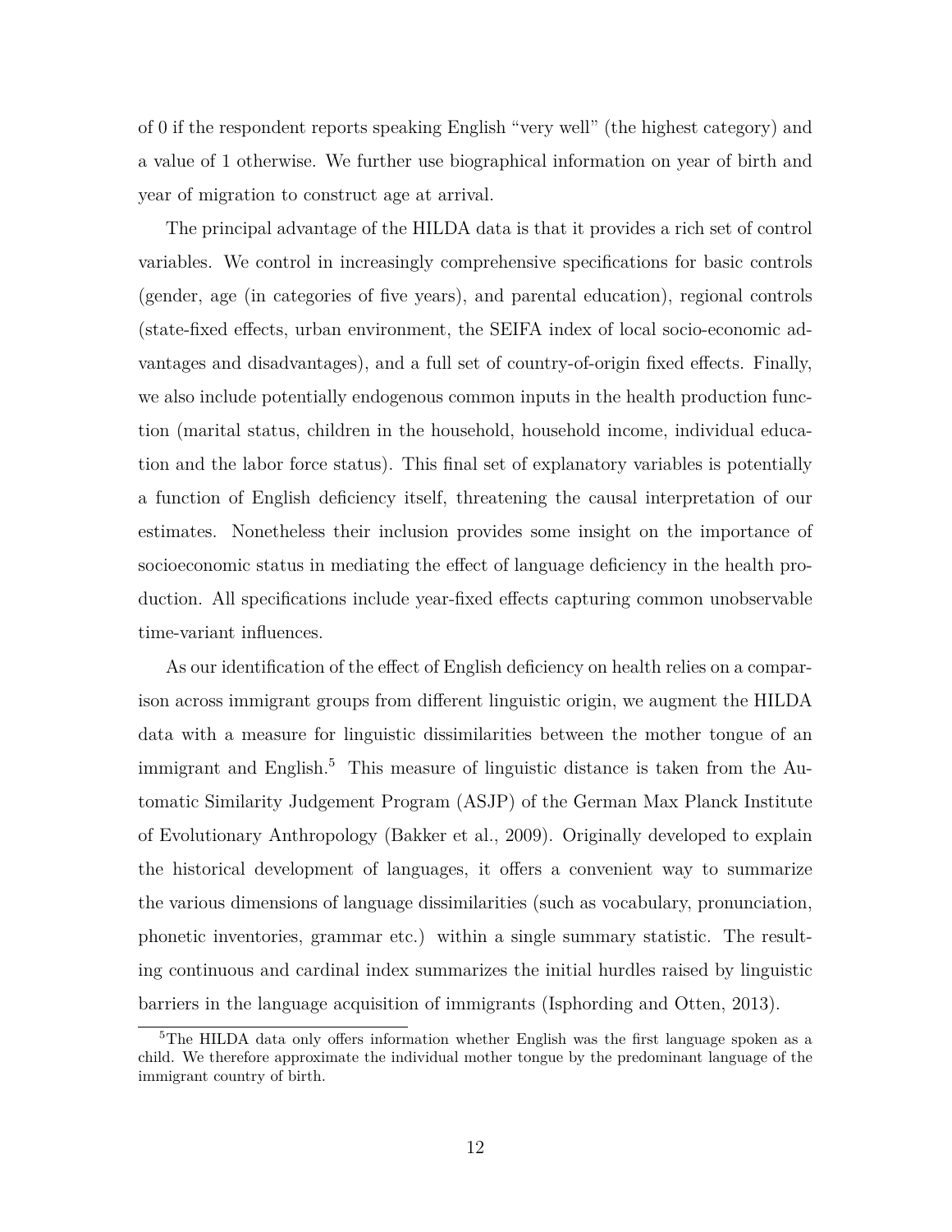of 0 if the respondent reports speaking English "very well" (the highest category) and a value of 1 otherwise. We further use biographical information on year of birth and year of migration to construct age at arrival.

The principal advantage of the HILDA data is that it provides a rich set of control variables. We control in increasingly comprehensive specifications for basic controls (gender, age (in categories of five years), and parental education), regional controls (state-fixed effects, urban environment, the SEIFA index of local socio-economic advantages and disadvantages), and a full set of country-of-origin fixed effects. Finally, we also include potentially endogenous common inputs in the health production function (marital status, children in the household, household income, individual education and the labor force status). This final set of explanatory variables is potentially a function of English deficiency itself, threatening the causal interpretation of our estimates. Nonetheless their inclusion provides some insight on the importance of socioeconomic status in mediating the effect of language deficiency in the health production. All specifications include year-fixed effects capturing common unobservable time-variant influences.

As our identification of the effect of English deficiency on health relies on a comparison across immigrant groups from different linguistic origin, we augment the HILDA data with a measure for linguistic dissimilarities between the mother tongue of an immigrant and English.[5] This measure of linguistic distance is taken from the Automatic Similarity Judgement Program (ASJP) of the German Max Planck Institute of Evolutionary Anthropology (Bakker et al., 2009). Originally developed to explain the historical development of languages, it offers a convenient way to summarize the various dimensions of language dissimilarities (such as vocabulary, pronunciation, phonetic inventories, grammar etc.) within a single summary statistic. The resulting continuous and cardinal index summarizes the initial hurdles raised by linguistic barriers in the language acquisition of immigrants (Isphording and Otten, 2013).

[5]The HILDA data only offers information whether English was the first language spoken as a child. We therefore approximate the individual mother tongue by the predominant language of the immigrant country of birth.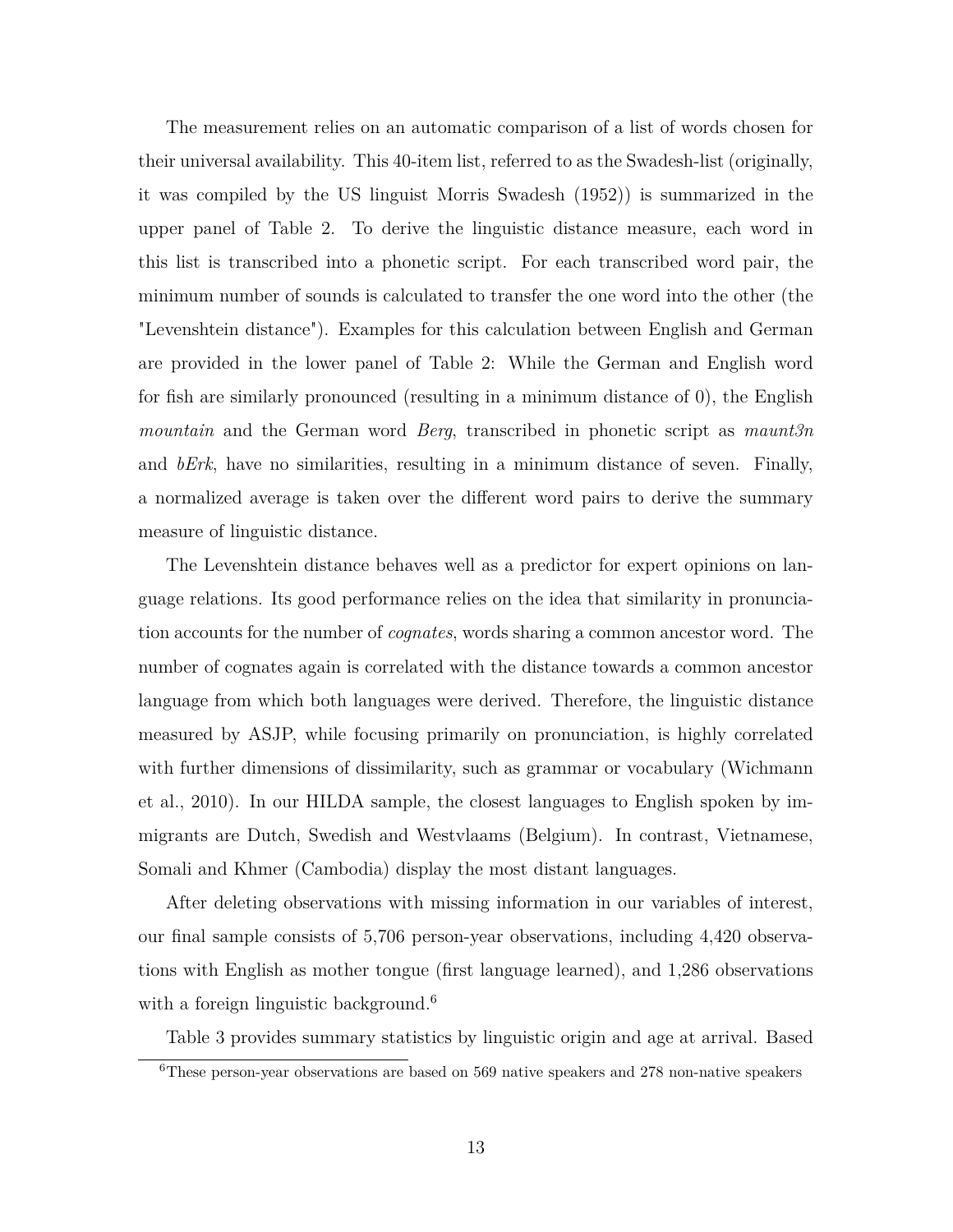The measurement relies on an automatic comparison of a list of words chosen for their universal availability. This 40-item list, referred to as the Swadesh-list (originally, it was compiled by the US linguist Morris Swadesh (1952)) is summarized in the upper panel of Table 2. To derive the linguistic distance measure, each word in this list is transcribed into a phonetic script. For each transcribed word pair, the minimum number of sounds is calculated to transfer the one word into the other (the "Levenshtein distance"). Examples for this calculation between English and German are provided in the lower panel of Table 2: While the German and English word for fish are similarly pronounced (resulting in a minimum distance of 0), the English *mountain* and the German word *Berg*, transcribed in phonetic script as *maunt3n* and *bErk*, have no similarities, resulting in a minimum distance of seven. Finally, a normalized average is taken over the different word pairs to derive the summary measure of linguistic distance.

The Levenshtein distance behaves well as a predictor for expert opinions on language relations. Its good performance relies on the idea that similarity in pronunciation accounts for the number of *cognates*, words sharing a common ancestor word. The number of cognates again is correlated with the distance towards a common ancestor language from which both languages were derived. Therefore, the linguistic distance measured by ASJP, while focusing primarily on pronunciation, is highly correlated with further dimensions of dissimilarity, such as grammar or vocabulary (Wichmann et al., 2010). In our HILDA sample, the closest languages to English spoken by immigrants are Dutch, Swedish and Westvlaams (Belgium). In contrast, Vietnamese, Somali and Khmer (Cambodia) display the most distant languages.

After deleting observations with missing information in our variables of interest, our final sample consists of 5,706 person-year observations, including 4,420 observations with English as mother tongue (first language learned), and 1,286 observations with a foreign linguistic background.[6]

Table 3 provides summary statistics by linguistic origin and age at arrival. Based

[6] These person-year observations are based on 569 native speakers and 278 non-native speakers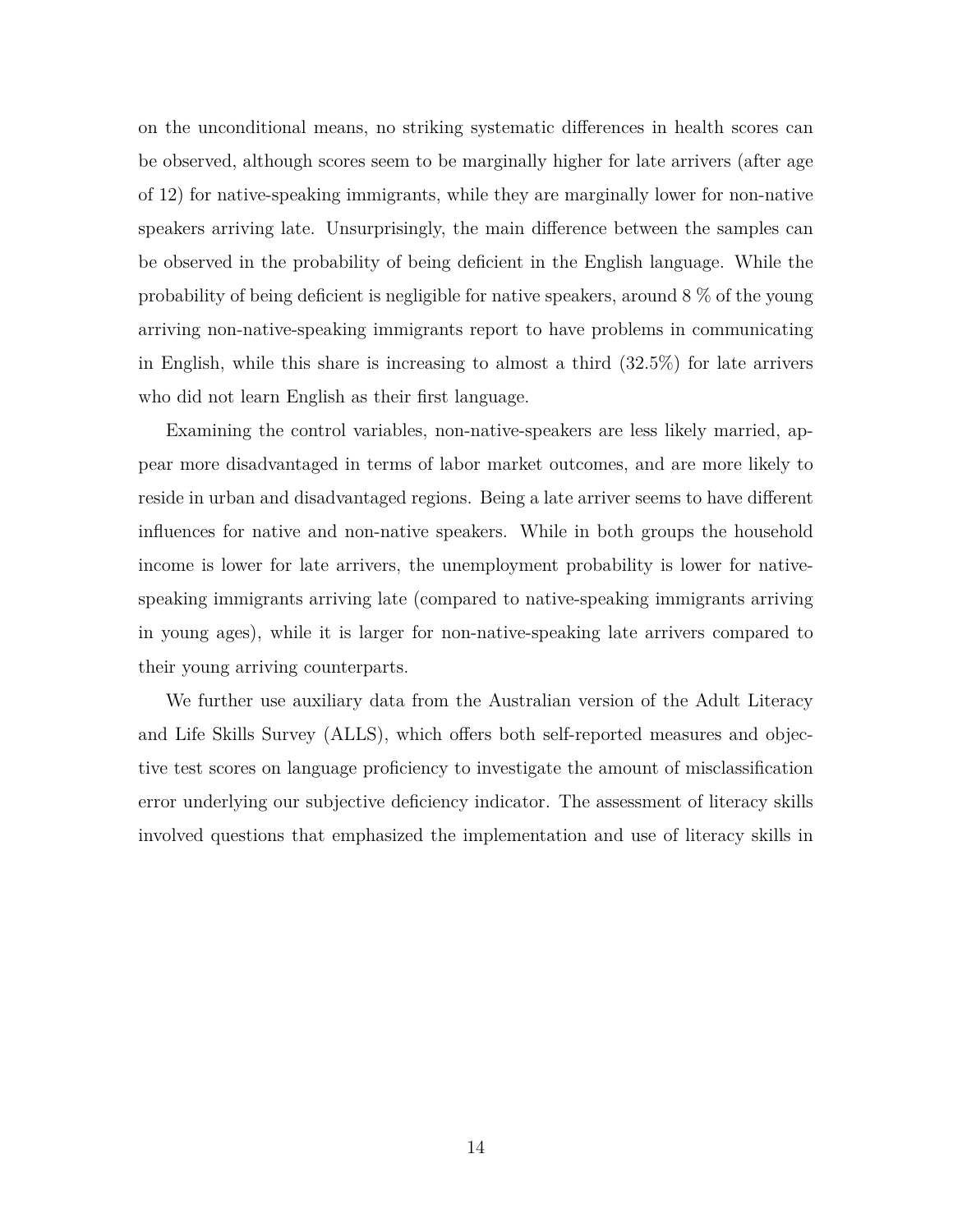on the unconditional means, no striking systematic differences in health scores can be observed, although scores seem to be marginally higher for late arrivers (after age of 12) for native-speaking immigrants, while they are marginally lower for non-native speakers arriving late. Unsurprisingly, the main difference between the samples can be observed in the probability of being deficient in the English language. While the probability of being deficient is negligible for native speakers, around 8 % of the young arriving non-native-speaking immigrants report to have problems in communicating in English, while this share is increasing to almost a third (32.5%) for late arrivers who did not learn English as their first language.

Examining the control variables, non-native-speakers are less likely married, appear more disadvantaged in terms of labor market outcomes, and are more likely to reside in urban and disadvantaged regions. Being a late arriver seems to have different influences for native and non-native speakers. While in both groups the household income is lower for late arrivers, the unemployment probability is lower for native-speaking immigrants arriving late (compared to native-speaking immigrants arriving in young ages), while it is larger for non-native-speaking late arrivers compared to their young arriving counterparts.

We further use auxiliary data from the Australian version of the Adult Literacy and Life Skills Survey (ALLS), which offers both self-reported measures and objective test scores on language proficiency to investigate the amount of misclassification error underlying our subjective deficiency indicator. The assessment of literacy skills involved questions that emphasized the implementation and use of literacy skills in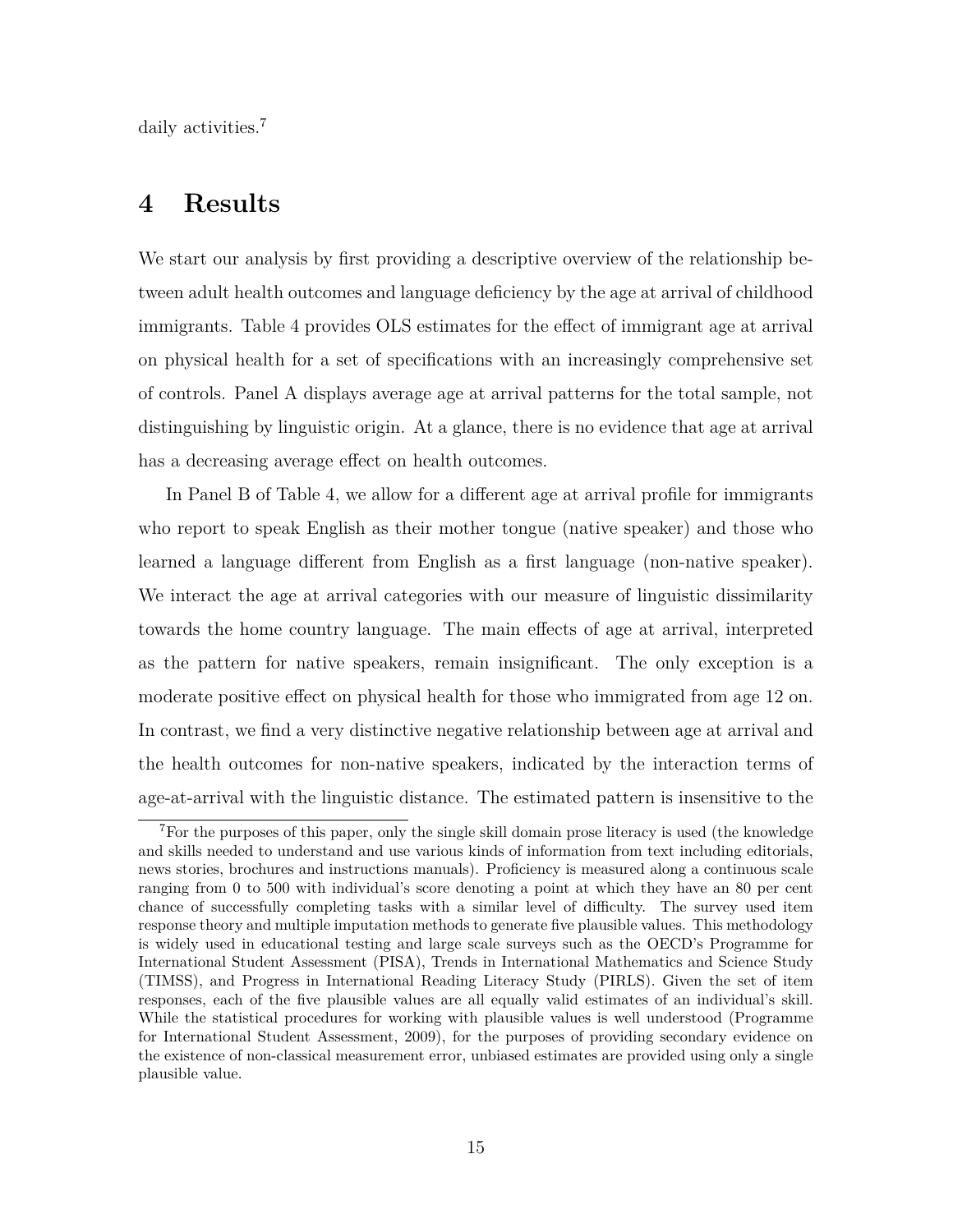daily activities.[7]

# 4 Results

We start our analysis by first providing a descriptive overview of the relationship between adult health outcomes and language deficiency by the age at arrival of childhood immigrants. Table 4 provides OLS estimates for the effect of immigrant age at arrival on physical health for a set of specifications with an increasingly comprehensive set of controls. Panel A displays average age at arrival patterns for the total sample, not distinguishing by linguistic origin. At a glance, there is no evidence that age at arrival has a decreasing average effect on health outcomes.

In Panel B of Table 4, we allow for a different age at arrival profile for immigrants who report to speak English as their mother tongue (native speaker) and those who learned a language different from English as a first language (non-native speaker). We interact the age at arrival categories with our measure of linguistic dissimilarity towards the home country language. The main effects of age at arrival, interpreted as the pattern for native speakers, remain insignificant. The only exception is a moderate positive effect on physical health for those who immigrated from age 12 on. In contrast, we find a very distinctive negative relationship between age at arrival and the health outcomes for non-native speakers, indicated by the interaction terms of age-at-arrival with the linguistic distance. The estimated pattern is insensitive to the

[7] For the purposes of this paper, only the single skill domain prose literacy is used (the knowledge and skills needed to understand and use various kinds of information from text including editorials, news stories, brochures and instructions manuals). Proficiency is measured along a continuous scale ranging from 0 to 500 with individual's score denoting a point at which they have an 80 per cent chance of successfully completing tasks with a similar level of difficulty. The survey used item response theory and multiple imputation methods to generate five plausible values. This methodology is widely used in educational testing and large scale surveys such as the OECD's Programme for International Student Assessment (PISA), Trends in International Mathematics and Science Study (TIMSS), and Progress in International Reading Literacy Study (PIRLS). Given the set of item responses, each of the five plausible values are all equally valid estimates of an individual's skill. While the statistical procedures for working with plausible values is well understood (Programme for International Student Assessment, 2009), for the purposes of providing secondary evidence on the existence of non-classical measurement error, unbiased estimates are provided using only a single plausible value.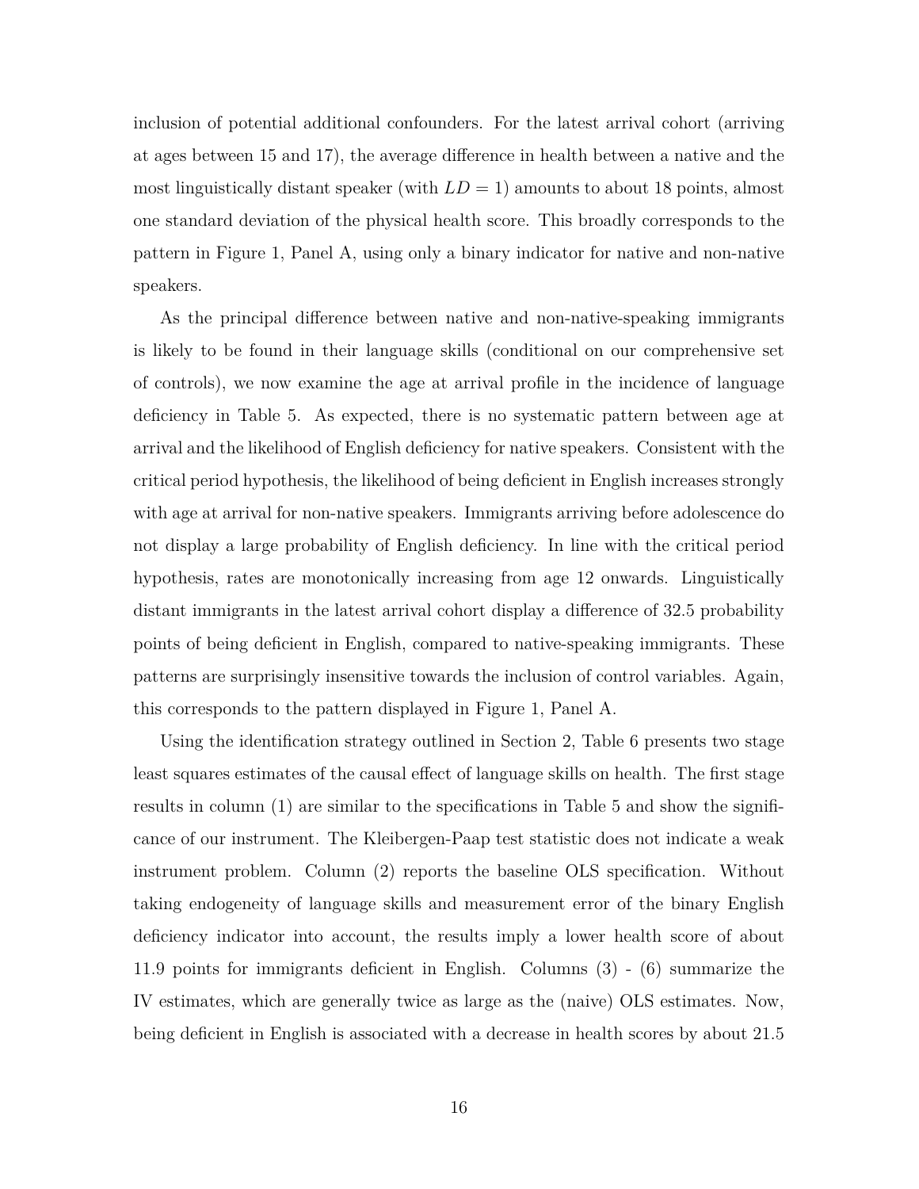inclusion of potential additional confounders. For the latest arrival cohort (arriving at ages between 15 and 17), the average difference in health between a native and the most linguistically distant speaker (with $LD = 1$) amounts to about 18 points, almost one standard deviation of the physical health score. This broadly corresponds to the pattern in Figure 1, Panel A, using only a binary indicator for native and non-native speakers.

As the principal difference between native and non-native-speaking immigrants is likely to be found in their language skills (conditional on our comprehensive set of controls), we now examine the age at arrival profile in the incidence of language deficiency in Table 5. As expected, there is no systematic pattern between age at arrival and the likelihood of English deficiency for native speakers. Consistent with the critical period hypothesis, the likelihood of being deficient in English increases strongly with age at arrival for non-native speakers. Immigrants arriving before adolescence do not display a large probability of English deficiency. In line with the critical period hypothesis, rates are monotonically increasing from age 12 onwards. Linguistically distant immigrants in the latest arrival cohort display a difference of 32.5 probability points of being deficient in English, compared to native-speaking immigrants. These patterns are surprisingly insensitive towards the inclusion of control variables. Again, this corresponds to the pattern displayed in Figure 1, Panel A.

Using the identification strategy outlined in Section 2, Table 6 presents two stage least squares estimates of the causal effect of language skills on health. The first stage results in column (1) are similar to the specifications in Table 5 and show the significance of our instrument. The Kleibergen-Paap test statistic does not indicate a weak instrument problem. Column (2) reports the baseline OLS specification. Without taking endogeneity of language skills and measurement error of the binary English deficiency indicator into account, the results imply a lower health score of about 11.9 points for immigrants deficient in English. Columns (3) - (6) summarize the IV estimates, which are generally twice as large as the (naive) OLS estimates. Now, being deficient in English is associated with a decrease in health scores by about 21.5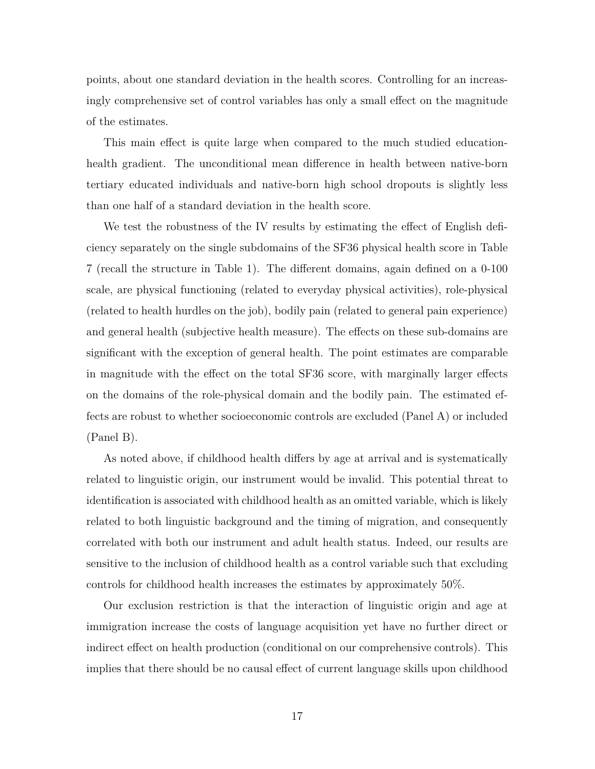points, about one standard deviation in the health scores. Controlling for an increasingly comprehensive set of control variables has only a small effect on the magnitude of the estimates.

This main effect is quite large when compared to the much studied education-health gradient. The unconditional mean difference in health between native-born tertiary educated individuals and native-born high school dropouts is slightly less than one half of a standard deviation in the health score.

We test the robustness of the IV results by estimating the effect of English deficiency separately on the single subdomains of the SF36 physical health score in Table 7 (recall the structure in Table 1). The different domains, again defined on a 0-100 scale, are physical functioning (related to everyday physical activities), role-physical (related to health hurdles on the job), bodily pain (related to general pain experience) and general health (subjective health measure). The effects on these sub-domains are significant with the exception of general health. The point estimates are comparable in magnitude with the effect on the total SF36 score, with marginally larger effects on the domains of the role-physical domain and the bodily pain. The estimated effects are robust to whether socioeconomic controls are excluded (Panel A) or included (Panel B).

As noted above, if childhood health differs by age at arrival and is systematically related to linguistic origin, our instrument would be invalid. This potential threat to identification is associated with childhood health as an omitted variable, which is likely related to both linguistic background and the timing of migration, and consequently correlated with both our instrument and adult health status. Indeed, our results are sensitive to the inclusion of childhood health as a control variable such that excluding controls for childhood health increases the estimates by approximately 50%.

Our exclusion restriction is that the interaction of linguistic origin and age at immigration increase the costs of language acquisition yet have no further direct or indirect effect on health production (conditional on our comprehensive controls). This implies that there should be no causal effect of current language skills upon childhood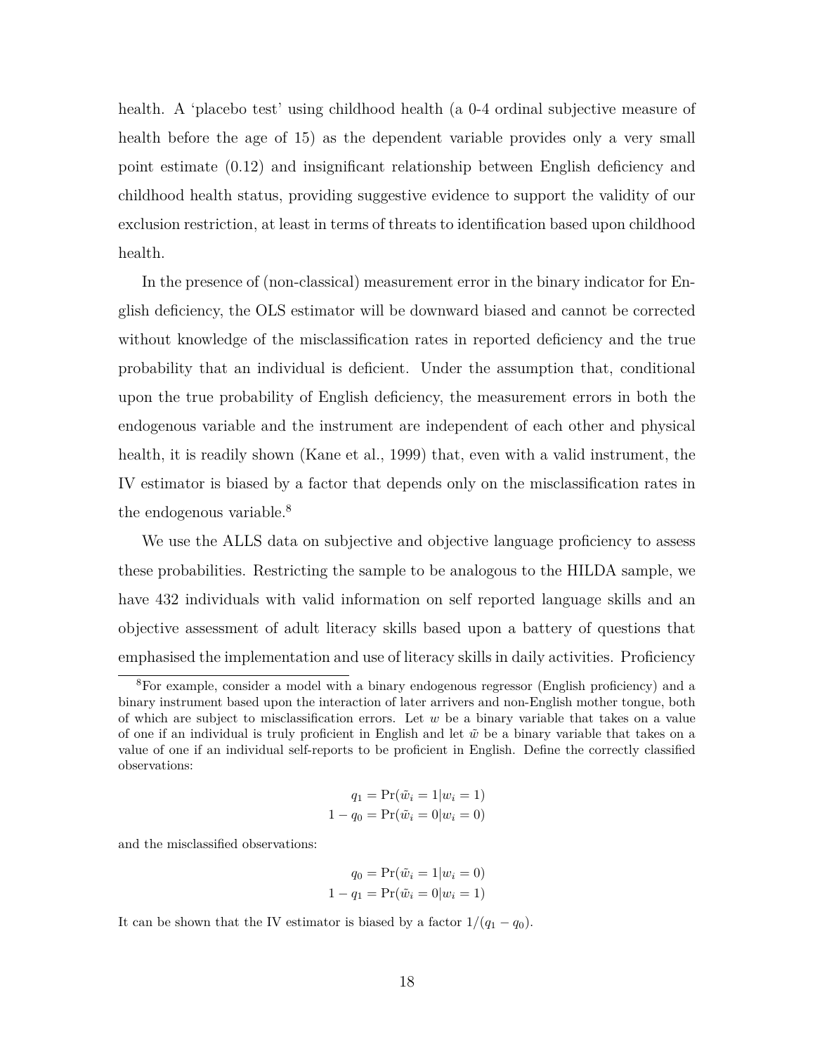health. A 'placebo test' using childhood health (a 0-4 ordinal subjective measure of health before the age of 15) as the dependent variable provides only a very small point estimate (0.12) and insignificant relationship between English deficiency and childhood health status, providing suggestive evidence to support the validity of our exclusion restriction, at least in terms of threats to identification based upon childhood health.

In the presence of (non-classical) measurement error in the binary indicator for English deficiency, the OLS estimator will be downward biased and cannot be corrected without knowledge of the misclassification rates in reported deficiency and the true probability that an individual is deficient. Under the assumption that, conditional upon the true probability of English deficiency, the measurement errors in both the endogenous variable and the instrument are independent of each other and physical health, it is readily shown (Kane et al., 1999) that, even with a valid instrument, the IV estimator is biased by a factor that depends only on the misclassification rates in the endogenous variable.[8]

We use the ALLS data on subjective and objective language proficiency to assess these probabilities. Restricting the sample to be analogous to the HILDA sample, we have 432 individuals with valid information on self reported language skills and an objective assessment of adult literacy skills based upon a battery of questions that emphasised the implementation and use of literacy skills in daily activities. Proficiency

---

[8]For example, consider a model with a binary endogenous regressor (English proficiency) and a binary instrument based upon the interaction of later arrivers and non-English mother tongue, both of which are subject to misclassification errors. Let $w$ be a binary variable that takes on a value of one if an individual is truly proficient in English and let $\tilde{w}$ be a binary variable that takes on a value of one if an individual self-reports to be proficient in English. Define the correctly classified observations:

$$
\begin{aligned}
q_1 &= \Pr(\tilde{w}_i = 1 | w_i = 1) \\
1 - q_0 &= \Pr(\tilde{w}_i = 0 | w_i = 0)
\end{aligned}
$$

and the misclassified observations:

$$
\begin{aligned}
q_0 &= \Pr(\tilde{w}_i = 1 | w_i = 0) \\
1 - q_1 &= \Pr(\tilde{w}_i = 0 | w_i = 1)
\end{aligned}
$$

It can be shown that the IV estimator is biased by a factor $1/(q_1 - q_0)$.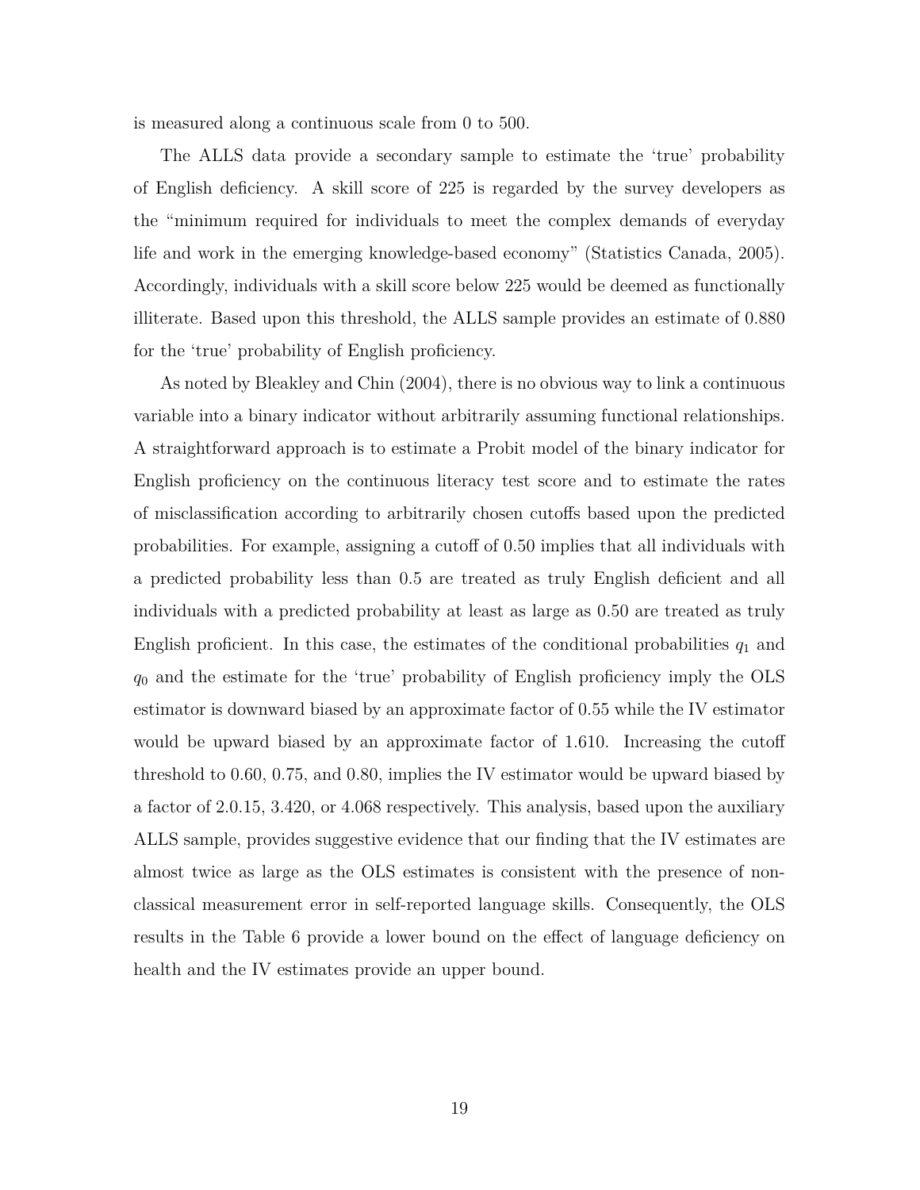is measured along a continuous scale from 0 to 500.

The ALLS data provide a secondary sample to estimate the 'true' probability of English deficiency. A skill score of 225 is regarded by the survey developers as the "minimum required for individuals to meet the complex demands of everyday life and work in the emerging knowledge-based economy" (Statistics Canada, 2005). Accordingly, individuals with a skill score below 225 would be deemed as functionally illiterate. Based upon this threshold, the ALLS sample provides an estimate of 0.880 for the 'true' probability of English proficiency.

As noted by Bleakley and Chin (2004), there is no obvious way to link a continuous variable into a binary indicator without arbitrarily assuming functional relationships. A straightforward approach is to estimate a Probit model of the binary indicator for English proficiency on the continuous literacy test score and to estimate the rates of misclassification according to arbitrarily chosen cutoffs based upon the predicted probabilities. For example, assigning a cutoff of 0.50 implies that all individuals with a predicted probability less than 0.5 are treated as truly English deficient and all individuals with a predicted probability at least as large as 0.50 are treated as truly English proficient. In this case, the estimates of the conditional probabilities $q_1$ and $q_0$ and the estimate for the 'true' probability of English proficiency imply the OLS estimator is downward biased by an approximate factor of 0.55 while the IV estimator would be upward biased by an approximate factor of 1.610. Increasing the cutoff threshold to 0.60, 0.75, and 0.80, implies the IV estimator would be upward biased by a factor of 2.0.15, 3.420, or 4.068 respectively. This analysis, based upon the auxiliary ALLS sample, provides suggestive evidence that our finding that the IV estimates are almost twice as large as the OLS estimates is consistent with the presence of non-classical measurement error in self-reported language skills. Consequently, the OLS results in the Table 6 provide a lower bound on the effect of language deficiency on health and the IV estimates provide an upper bound.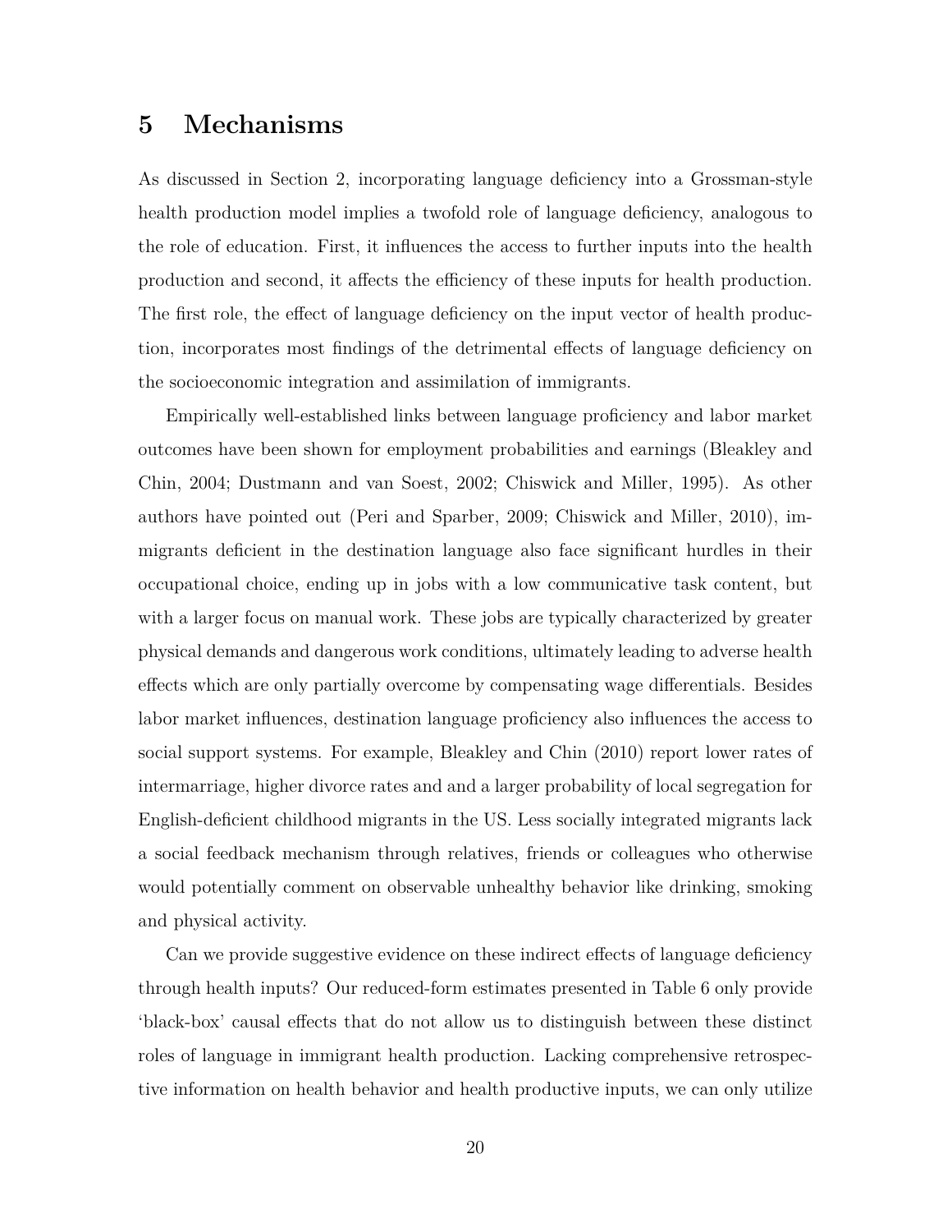# 5 Mechanisms

As discussed in Section 2, incorporating language deficiency into a Grossman-style health production model implies a twofold role of language deficiency, analogous to the role of education. First, it influences the access to further inputs into the health production and second, it affects the efficiency of these inputs for health production. The first role, the effect of language deficiency on the input vector of health production, incorporates most findings of the detrimental effects of language deficiency on the socioeconomic integration and assimilation of immigrants.

Empirically well-established links between language proficiency and labor market outcomes have been shown for employment probabilities and earnings (Bleakley and Chin, 2004; Dustmann and van Soest, 2002; Chiswick and Miller, 1995). As other authors have pointed out (Peri and Sparber, 2009; Chiswick and Miller, 2010), immigrants deficient in the destination language also face significant hurdles in their occupational choice, ending up in jobs with a low communicative task content, but with a larger focus on manual work. These jobs are typically characterized by greater physical demands and dangerous work conditions, ultimately leading to adverse health effects which are only partially overcome by compensating wage differentials. Besides labor market influences, destination language proficiency also influences the access to social support systems. For example, Bleakley and Chin (2010) report lower rates of intermarriage, higher divorce rates and and a larger probability of local segregation for English-deficient childhood migrants in the US. Less socially integrated migrants lack a social feedback mechanism through relatives, friends or colleagues who otherwise would potentially comment on observable unhealthy behavior like drinking, smoking and physical activity.

Can we provide suggestive evidence on these indirect effects of language deficiency through health inputs? Our reduced-form estimates presented in Table 6 only provide 'black-box' causal effects that do not allow us to distinguish between these distinct roles of language in immigrant health production. Lacking comprehensive retrospective information on health behavior and health productive inputs, we can only utilize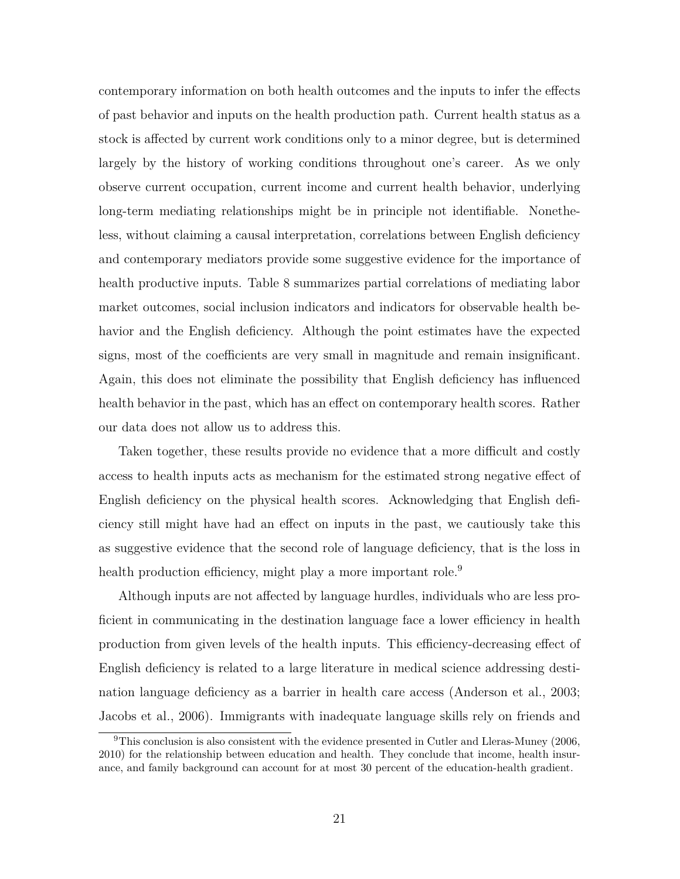contemporary information on both health outcomes and the inputs to infer the effects of past behavior and inputs on the health production path. Current health status as a stock is affected by current work conditions only to a minor degree, but is determined largely by the history of working conditions throughout one's career. As we only observe current occupation, current income and current health behavior, underlying long-term mediating relationships might be in principle not identifiable. Nonetheless, without claiming a causal interpretation, correlations between English deficiency and contemporary mediators provide some suggestive evidence for the importance of health productive inputs. Table 8 summarizes partial correlations of mediating labor market outcomes, social inclusion indicators and indicators for observable health behavior and the English deficiency. Although the point estimates have the expected signs, most of the coefficients are very small in magnitude and remain insignificant. Again, this does not eliminate the possibility that English deficiency has influenced health behavior in the past, which has an effect on contemporary health scores. Rather our data does not allow us to address this.

Taken together, these results provide no evidence that a more difficult and costly access to health inputs acts as mechanism for the estimated strong negative effect of English deficiency on the physical health scores. Acknowledging that English deficiency still might have had an effect on inputs in the past, we cautiously take this as suggestive evidence that the second role of language deficiency, that is the loss in health production efficiency, might play a more important role.[9]

Although inputs are not affected by language hurdles, individuals who are less proficient in communicating in the destination language face a lower efficiency in health production from given levels of the health inputs. This efficiency-decreasing effect of English deficiency is related to a large literature in medical science addressing destination language deficiency as a barrier in health care access (Anderson et al., 2003; Jacobs et al., 2006). Immigrants with inadequate language skills rely on friends and

[9] This conclusion is also consistent with the evidence presented in Cutler and Lleras-Muney (2006, 2010) for the relationship between education and health. They conclude that income, health insurance, and family background can account for at most 30 percent of the education-health gradient.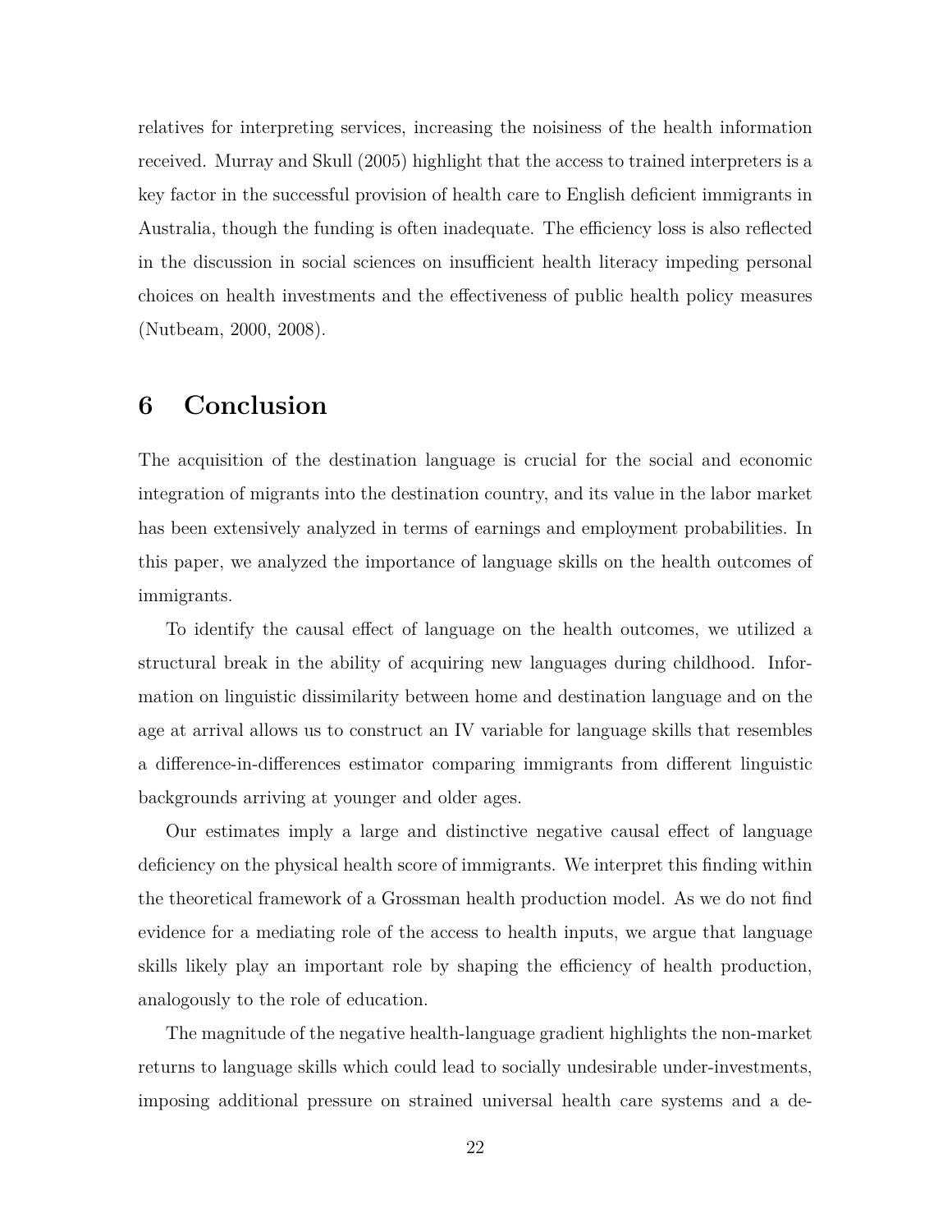relatives for interpreting services, increasing the noisiness of the health information received. Murray and Skull (2005) highlight that the access to trained interpreters is a key factor in the successful provision of health care to English deficient immigrants in Australia, though the funding is often inadequate. The efficiency loss is also reflected in the discussion in social sciences on insufficient health literacy impeding personal choices on health investments and the effectiveness of public health policy measures (Nutbeam, 2000, 2008).

# 6 Conclusion

The acquisition of the destination language is crucial for the social and economic integration of migrants into the destination country, and its value in the labor market has been extensively analyzed in terms of earnings and employment probabilities. In this paper, we analyzed the importance of language skills on the health outcomes of immigrants.

To identify the causal effect of language on the health outcomes, we utilized a structural break in the ability of acquiring new languages during childhood. Information on linguistic dissimilarity between home and destination language and on the age at arrival allows us to construct an IV variable for language skills that resembles a difference-in-differences estimator comparing immigrants from different linguistic backgrounds arriving at younger and older ages.

Our estimates imply a large and distinctive negative causal effect of language deficiency on the physical health score of immigrants. We interpret this finding within the theoretical framework of a Grossman health production model. As we do not find evidence for a mediating role of the access to health inputs, we argue that language skills likely play an important role by shaping the efficiency of health production, analogously to the role of education.

The magnitude of the negative health-language gradient highlights the non-market returns to language skills which could lead to socially undesirable under-investments, imposing additional pressure on strained universal health care systems and a de-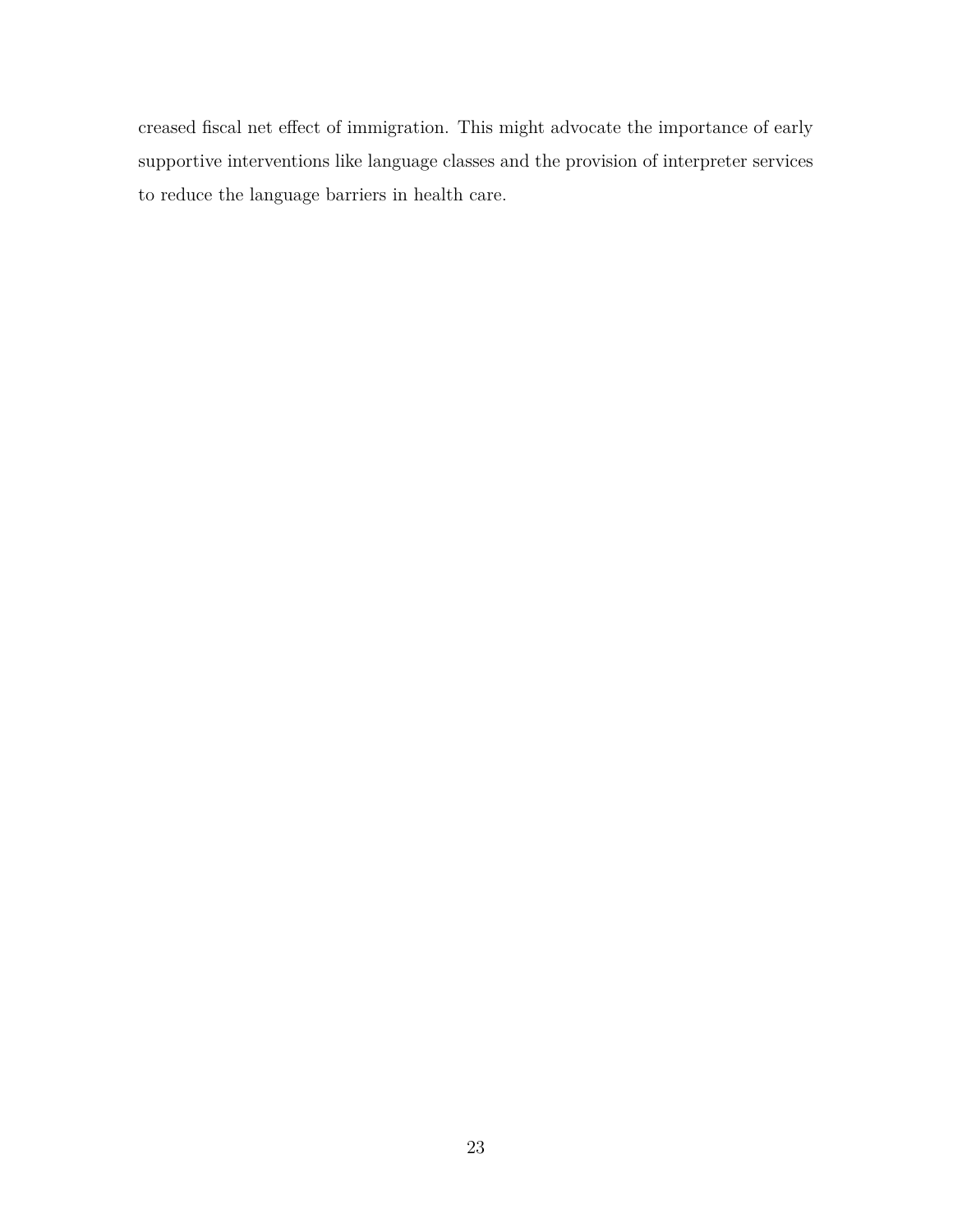creased fiscal net effect of immigration. This might advocate the importance of early supportive interventions like language classes and the provision of interpreter services to reduce the language barriers in health care.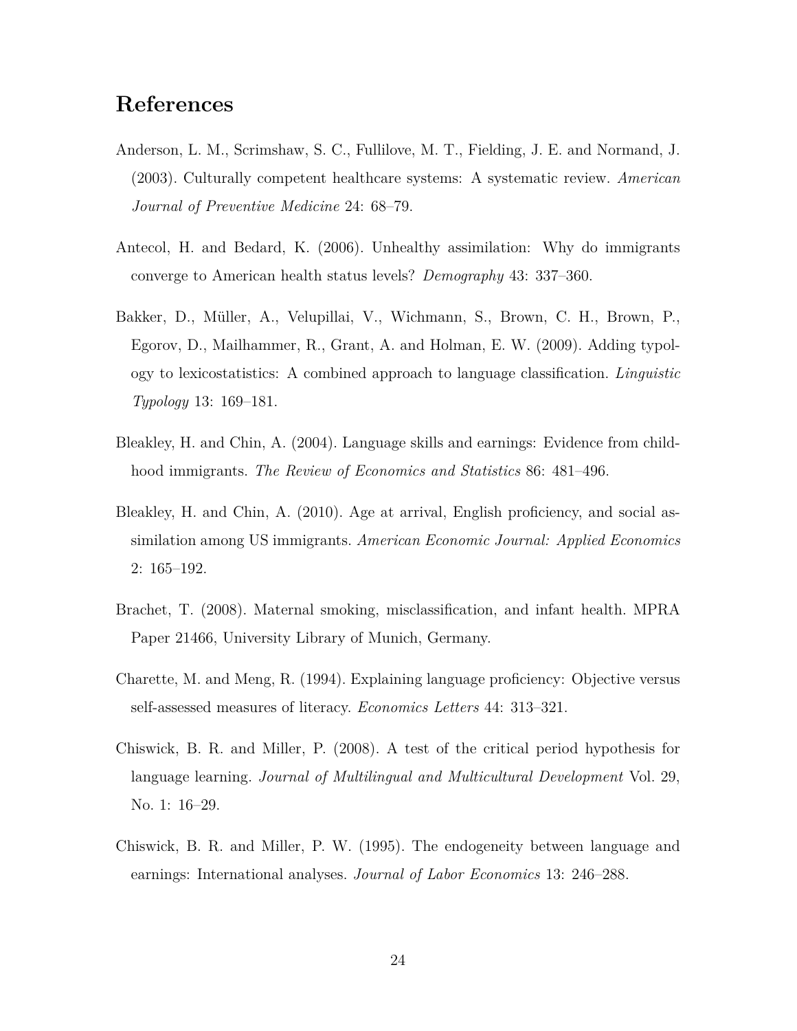# References

Anderson, L. M., Scrimshaw, S. C., Fullilove, M. T., Fielding, J. E. and Normand, J. (2003). Culturally competent healthcare systems: A systematic review. *American Journal of Preventive Medicine* 24: 68–79.

Antecol, H. and Bedard, K. (2006). Unhealthy assimilation: Why do immigrants converge to American health status levels? *Demography* 43: 337–360.

Bakker, D., Müller, A., Velupillai, V., Wichmann, S., Brown, C. H., Brown, P., Egorov, D., Mailhammer, R., Grant, A. and Holman, E. W. (2009). Adding typology to lexicostatistics: A combined approach to language classification. *Linguistic Typology* 13: 169–181.

Bleakley, H. and Chin, A. (2004). Language skills and earnings: Evidence from childhood immigrants. *The Review of Economics and Statistics* 86: 481–496.

Bleakley, H. and Chin, A. (2010). Age at arrival, English proficiency, and social assimilation among US immigrants. *American Economic Journal: Applied Economics* 2: 165–192.

Brachet, T. (2008). Maternal smoking, misclassification, and infant health. MPRA Paper 21466, University Library of Munich, Germany.

Charette, M. and Meng, R. (1994). Explaining language proficiency: Objective versus self-assessed measures of literacy. *Economics Letters* 44: 313–321.

Chiswick, B. R. and Miller, P. (2008). A test of the critical period hypothesis for language learning. *Journal of Multilingual and Multicultural Development* Vol. 29, No. 1: 16–29.

Chiswick, B. R. and Miller, P. W. (1995). The endogeneity between language and earnings: International analyses. *Journal of Labor Economics* 13: 246–288.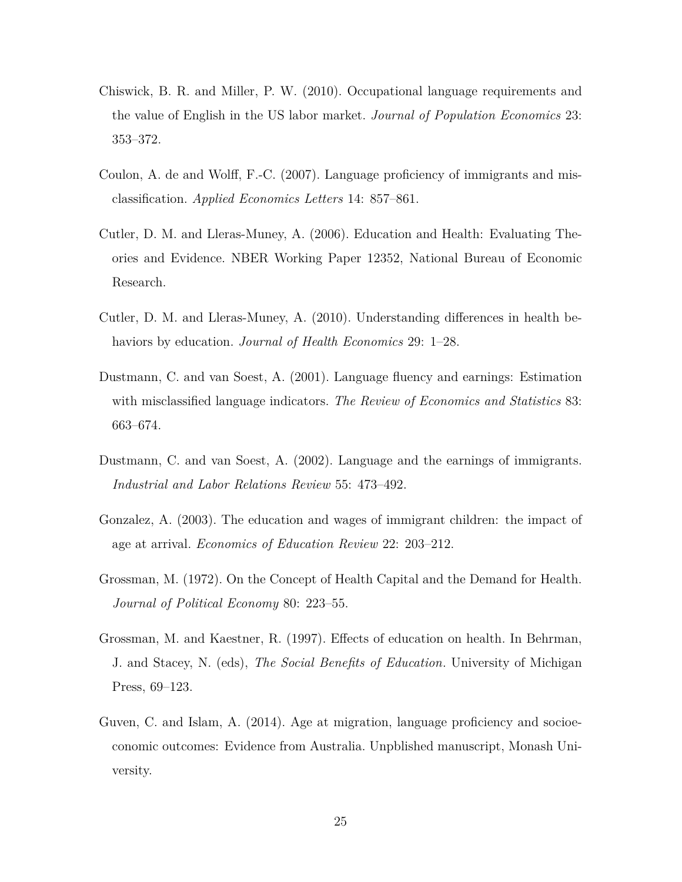Chiswick, B. R. and Miller, P. W. (2010). Occupational language requirements and the value of English in the US labor market. *Journal of Population Economics* 23: 353–372.

Coulon, A. de and Wolff, F.-C. (2007). Language proficiency of immigrants and misclassification. *Applied Economics Letters* 14: 857–861.

Cutler, D. M. and Lleras-Muney, A. (2006). Education and Health: Evaluating Theories and Evidence. NBER Working Paper 12352, National Bureau of Economic Research.

Cutler, D. M. and Lleras-Muney, A. (2010). Understanding differences in health behaviors by education. *Journal of Health Economics* 29: 1–28.

Dustmann, C. and van Soest, A. (2001). Language fluency and earnings: Estimation with misclassified language indicators. *The Review of Economics and Statistics* 83: 663–674.

Dustmann, C. and van Soest, A. (2002). Language and the earnings of immigrants. *Industrial and Labor Relations Review* 55: 473–492.

Gonzalez, A. (2003). The education and wages of immigrant children: the impact of age at arrival. *Economics of Education Review* 22: 203–212.

Grossman, M. (1972). On the Concept of Health Capital and the Demand for Health. *Journal of Political Economy* 80: 223–55.

Grossman, M. and Kaestner, R. (1997). Effects of education on health. In Behrman, J. and Stacey, N. (eds), *The Social Benefits of Education*. University of Michigan Press, 69–123.

Guven, C. and Islam, A. (2014). Age at migration, language proficiency and socioeconomic outcomes: Evidence from Australia. Unpblished manuscript, Monash University.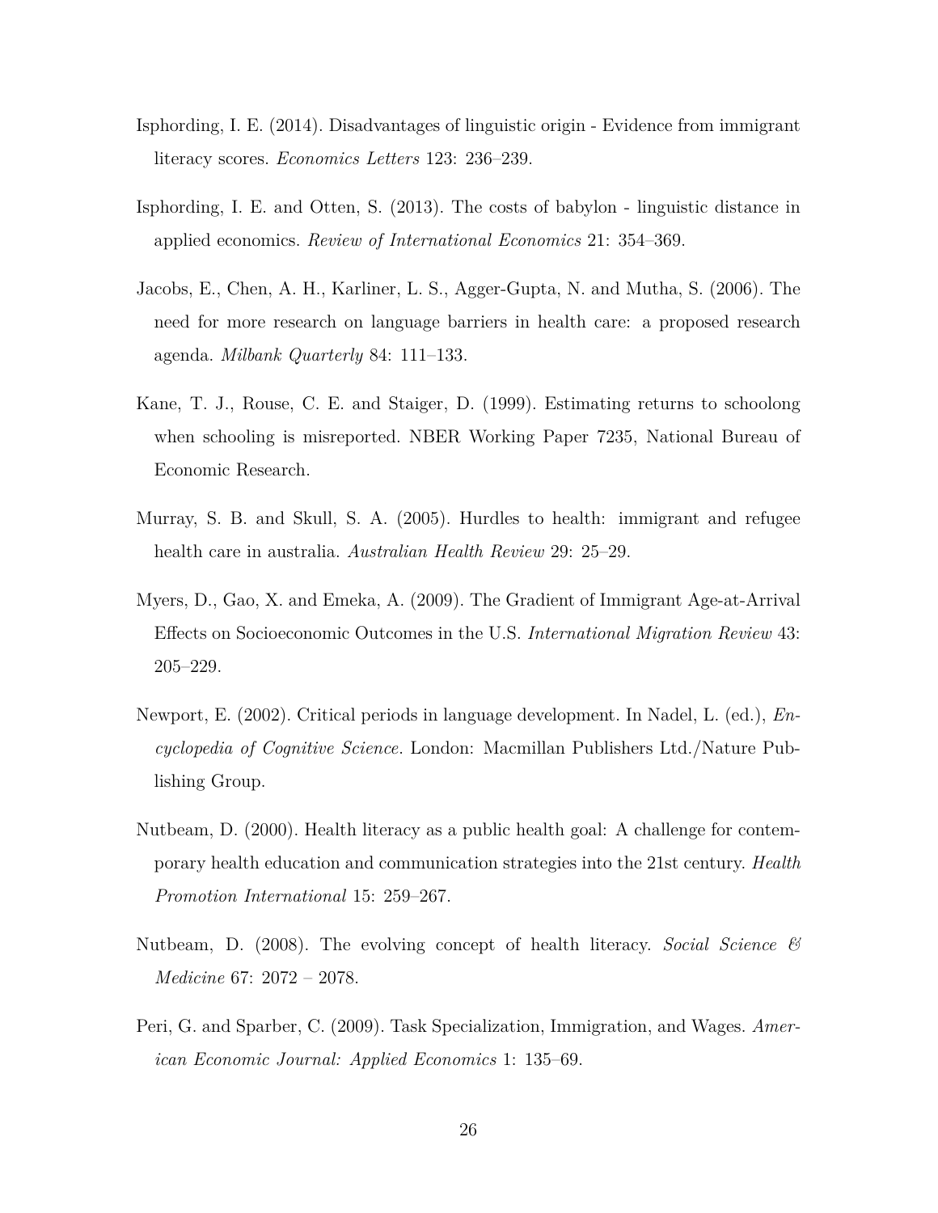Isphording, I. E. (2014). Disadvantages of linguistic origin - Evidence from immigrant literacy scores. *Economics Letters* 123: 236–239.

Isphording, I. E. and Otten, S. (2013). The costs of babylon - linguistic distance in applied economics. *Review of International Economics* 21: 354–369.

Jacobs, E., Chen, A. H., Karliner, L. S., Agger-Gupta, N. and Mutha, S. (2006). The need for more research on language barriers in health care: a proposed research agenda. *Milbank Quarterly* 84: 111–133.

Kane, T. J., Rouse, C. E. and Staiger, D. (1999). Estimating returns to schoolong when schooling is misreported. NBER Working Paper 7235, National Bureau of Economic Research.

Murray, S. B. and Skull, S. A. (2005). Hurdles to health: immigrant and refugee health care in australia. *Australian Health Review* 29: 25–29.

Myers, D., Gao, X. and Emeka, A. (2009). The Gradient of Immigrant Age-at-Arrival Effects on Socioeconomic Outcomes in the U.S. *International Migration Review* 43: 205–229.

Newport, E. (2002). Critical periods in language development. In Nadel, L. (ed.), *Encyclopedia of Cognitive Science*. London: Macmillan Publishers Ltd./Nature Publishing Group.

Nutbeam, D. (2000). Health literacy as a public health goal: A challenge for contemporary health education and communication strategies into the 21st century. *Health Promotion International* 15: 259–267.

Nutbeam, D. (2008). The evolving concept of health literacy. *Social Science & Medicine* 67: 2072 – 2078.

Peri, G. and Sparber, C. (2009). Task Specialization, Immigration, and Wages. *American Economic Journal: Applied Economics* 1: 135–69.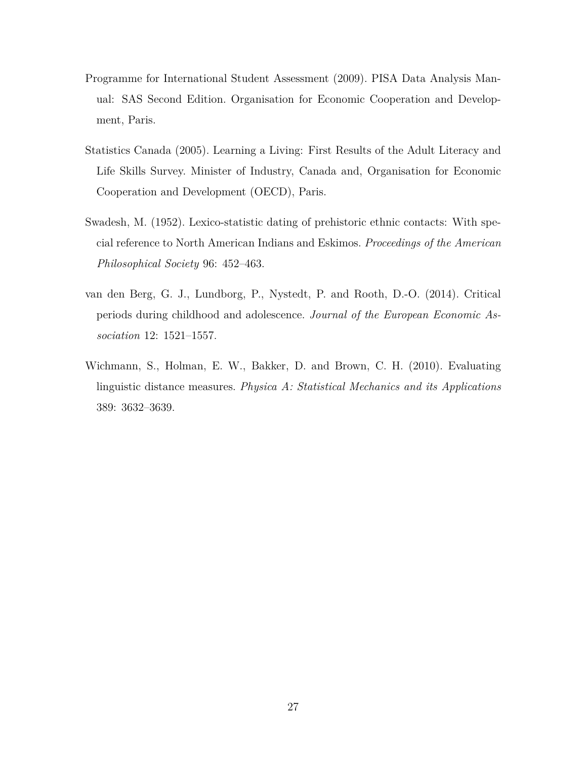Programme for International Student Assessment (2009). PISA Data Analysis Manual: SAS Second Edition. Organisation for Economic Cooperation and Development, Paris.

Statistics Canada (2005). Learning a Living: First Results of the Adult Literacy and Life Skills Survey. Minister of Industry, Canada and, Organisation for Economic Cooperation and Development (OECD), Paris.

Swadesh, M. (1952). Lexico-statistic dating of prehistoric ethnic contacts: With special reference to North American Indians and Eskimos. *Proceedings of the American Philosophical Society* 96: 452–463.

van den Berg, G. J., Lundborg, P., Nystedt, P. and Rooth, D.-O. (2014). Critical periods during childhood and adolescence. *Journal of the European Economic Association* 12: 1521–1557.

Wichmann, S., Holman, E. W., Bakker, D. and Brown, C. H. (2010). Evaluating linguistic distance measures. *Physica A: Statistical Mechanics and its Applications* 389: 3632–3639.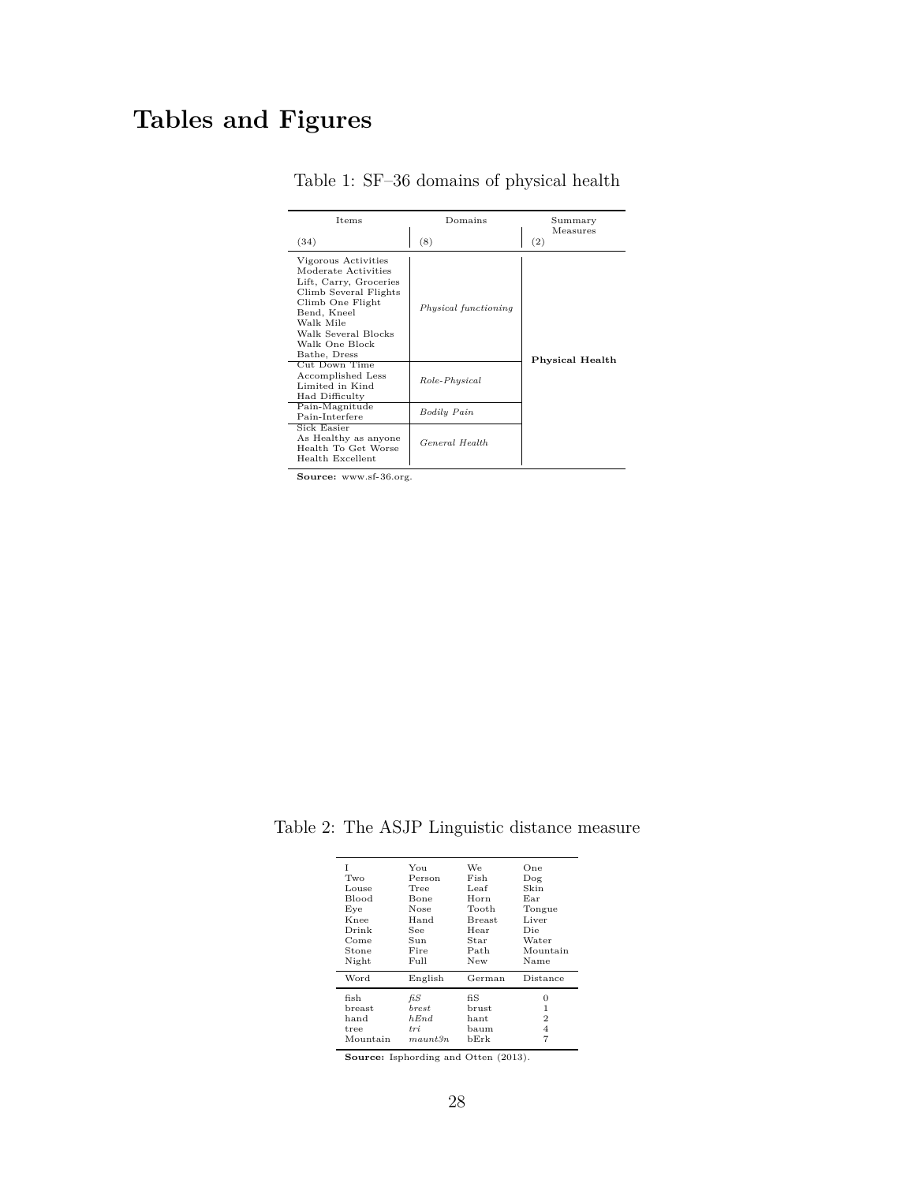# Tables and Figures

Table 1: SF–36 domains of physical health

| Items (34) | Domains (8) | Summary Measures (2) |
|---|---|---|
| Vigorous Activities<br>Moderate Activities<br>Lift, Carry, Groceries<br>Climb Several Flights<br>Climb One Flight<br>Bend, Kneel<br>Walk Mile<br>Walk Several Blocks<br>Walk One Block<br>Bathe, Dress | *Physical functioning* | **Physical Health** |
| Cut Down Time<br>Accomplished Less<br>Limited in Kind<br>Had Difficulty | *Role-Physical* | |
| Pain-Magnitude<br>Pain-Interfere | *Bodily Pain* | |
| Sick Easier<br>As Healthy as anyone<br>Health To Get Worse<br>Health Excellent | *General Health* | |

**Source:** www.sf-36.org.

Table 2: The ASJP Linguistic distance measure

| | | | |
|---|---|---|---|
| I | You | We | One |
| Two | Person | Fish | Dog |
| Louse | Tree | Leaf | Skin |
| Blood | Bone | Horn | Ear |
| Eye | Nose | Tooth | Tongue |
| Knee | Hand | Breast | Liver |
| Drink | See | Hear | Die |
| Come | Sun | Star | Water |
| Stone | Fire | Path | Mountain |
| Night | Full | New | Name |

| Word | English | German | Distance |
|---|---|---|---|
| fish | *fiS* | fiS | 0 |
| breast | *brest* | brust | 1 |
| hand | *hEnd* | hant | 2 |
| tree | *tri* | baum | 4 |
| Mountain | *maunt3n* | bErk | 7 |

**Source:** Isphording and Otten (2013).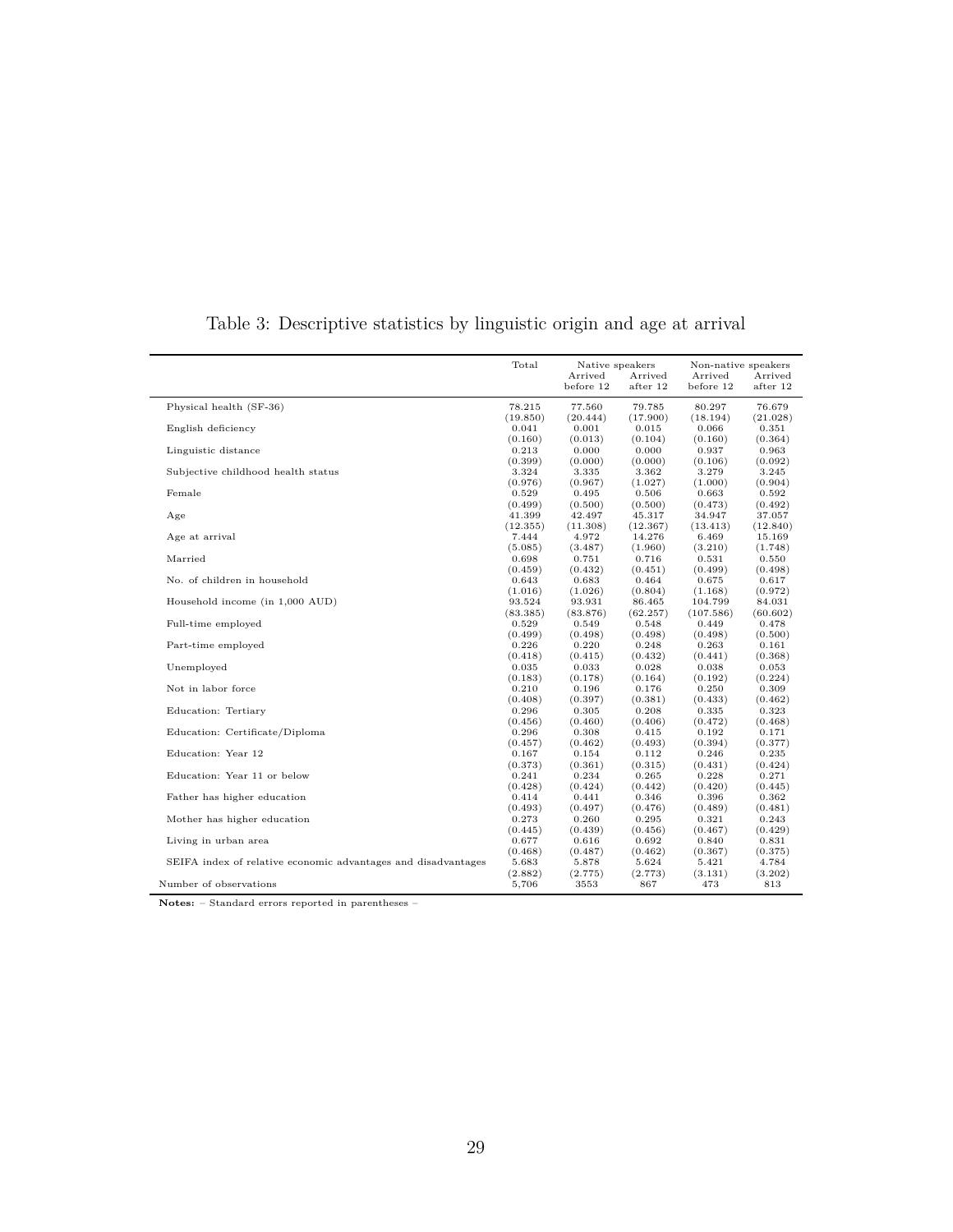Table 3: Descriptive statistics by linguistic origin and age at arrival

| | Total | Native speakers | | Non-native speakers | |
|---|---|---|---|---|---|
| | | Arrived before 12 | Arrived after 12 | Arrived before 12 | Arrived after 12 |
| Physical health (SF-36) | 78.215 | 77.560 | 79.785 | 80.297 | 76.679 |
| | (19.850) | (20.444) | (17.900) | (18.194) | (21.028) |
| English deficiency | 0.041 | 0.001 | 0.015 | 0.066 | 0.351 |
| | (0.160) | (0.013) | (0.104) | (0.160) | (0.364) |
| Linguistic distance | 0.213 | 0.000 | 0.000 | 0.937 | 0.963 |
| | (0.399) | (0.000) | (0.000) | (0.106) | (0.092) |
| Subjective childhood health status | 3.324 | 3.335 | 3.362 | 3.279 | 3.245 |
| | (0.976) | (0.967) | (1.027) | (1.000) | (0.904) |
| Female | 0.529 | 0.495 | 0.506 | 0.663 | 0.592 |
| | (0.499) | (0.500) | (0.500) | (0.473) | (0.492) |
| Age | 41.399 | 42.497 | 45.317 | 34.947 | 37.057 |
| | (12.355) | (11.308) | (12.367) | (13.413) | (12.840) |
| Age at arrival | 7.444 | 4.972 | 14.276 | 6.469 | 15.169 |
| | (5.085) | (3.487) | (1.960) | (3.210) | (1.748) |
| Married | 0.698 | 0.751 | 0.716 | 0.531 | 0.550 |
| | (0.459) | (0.432) | (0.451) | (0.499) | (0.498) |
| No. of children in household | 0.643 | 0.683 | 0.464 | 0.675 | 0.617 |
| | (1.016) | (1.026) | (0.804) | (1.168) | (0.972) |
| Household income (in 1,000 AUD) | 93.524 | 93.931 | 86.465 | 104.799 | 84.031 |
| | (83.385) | (83.876) | (62.257) | (107.586) | (60.602) |
| Full-time employed | 0.529 | 0.549 | 0.548 | 0.449 | 0.478 |
| | (0.499) | (0.498) | (0.498) | (0.498) | (0.500) |
| Part-time employed | 0.226 | 0.220 | 0.248 | 0.263 | 0.161 |
| | (0.418) | (0.415) | (0.432) | (0.441) | (0.368) |
| Unemployed | 0.035 | 0.033 | 0.028 | 0.038 | 0.053 |
| | (0.183) | (0.178) | (0.164) | (0.192) | (0.224) |
| Not in labor force | 0.210 | 0.196 | 0.176 | 0.250 | 0.309 |
| | (0.408) | (0.397) | (0.381) | (0.433) | (0.462) |
| Education: Tertiary | 0.296 | 0.305 | 0.208 | 0.335 | 0.323 |
| | (0.456) | (0.460) | (0.406) | (0.472) | (0.468) |
| Education: Certificate/Diploma | 0.296 | 0.308 | 0.415 | 0.192 | 0.171 |
| | (0.457) | (0.462) | (0.493) | (0.394) | (0.377) |
| Education: Year 12 | 0.167 | 0.154 | 0.112 | 0.246 | 0.235 |
| | (0.373) | (0.361) | (0.315) | (0.431) | (0.424) |
| Education: Year 11 or below | 0.241 | 0.234 | 0.265 | 0.228 | 0.271 |
| | (0.428) | (0.424) | (0.442) | (0.420) | (0.445) |
| Father has higher education | 0.414 | 0.441 | 0.346 | 0.396 | 0.362 |
| | (0.493) | (0.497) | (0.476) | (0.489) | (0.481) |
| Mother has higher education | 0.273 | 0.260 | 0.295 | 0.321 | 0.243 |
| | (0.445) | (0.439) | (0.456) | (0.467) | (0.429) |
| Living in urban area | 0.677 | 0.616 | 0.692 | 0.840 | 0.831 |
| | (0.468) | (0.487) | (0.462) | (0.367) | (0.375) |
| SEIFA index of relative economic advantages and disadvantages | 5.683 | 5.878 | 5.624 | 5.421 | 4.784 |
| | (2.882) | (2.775) | (2.773) | (3.131) | (3.202) |
| Number of observations | 5,706 | 3553 | 867 | 473 | 813 |

**Notes:** – Standard errors reported in parentheses –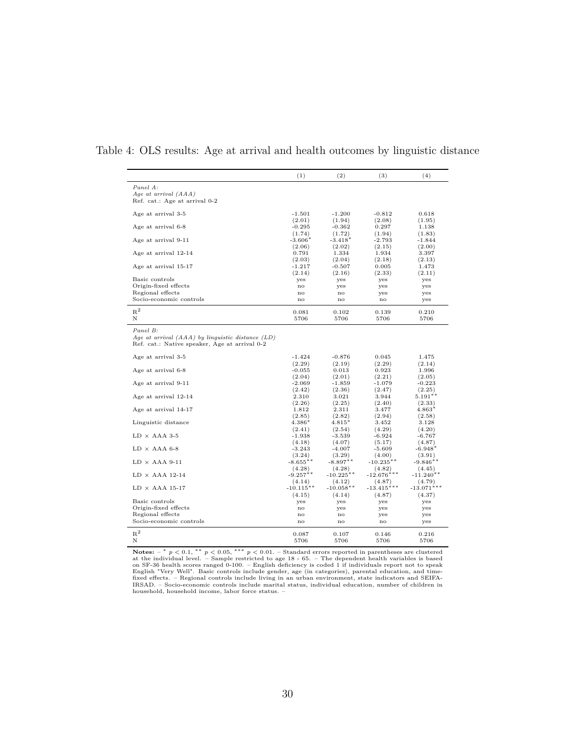Table 4: OLS results: Age at arrival and health outcomes by linguistic distance

| | (1) | (2) | (3) | (4) |
|---|---|---|---|---|
| *Panel A:* | | | | |
| *Age at arrival (AAA)* | | | | |
| Ref. cat.: Age at arrival 0-2 | | | | |
| Age at arrival 3-5 | -1.501 | -1.200 | -0.812 | 0.618 |
| | (2.01) | (1.94) | (2.08) | (1.95) |
| Age at arrival 6-8 | -0.295 | -0.362 | 0.297 | 1.138 |
| | (1.74) | (1.72) | (1.94) | (1.83) |
| Age at arrival 9-11 | -3.606* | -3.418* | -2.793 | -1.844 |
| | (2.06) | (2.02) | (2.15) | (2.00) |
| Age at arrival 12-14 | 0.791 | 1.334 | 1.934 | 3.397 |
| | (2.03) | (2.04) | (2.18) | (2.13) |
| Age at arrival 15-17 | -1.217 | -0.507 | 0.005 | 1.473 |
| | (2.14) | (2.16) | (2.33) | (2.11) |
| Basic controls | yes | yes | yes | yes |
| Origin-fixed effects | no | yes | yes | yes |
| Regional effects | no | no | yes | yes |
| Socio-economic controls | no | no | no | yes |
| $R^2$ | 0.081 | 0.102 | 0.139 | 0.210 |
| N | 5706 | 5706 | 5706 | 5706 |
| *Panel B:* | | | | |
| *Age at arrival (AAA) by linguistic distance (LD)* | | | | |
| Ref. cat.: Native speaker, Age at arrival 0-2 | | | | |
| Age at arrival 3-5 | -1.424 | -0.876 | 0.045 | 1.475 |
| | (2.29) | (2.19) | (2.29) | (2.14) |
| Age at arrival 6-8 | -0.055 | 0.013 | 0.923 | 1.996 |
| | (2.04) | (2.01) | (2.21) | (2.05) |
| Age at arrival 9-11 | -2.069 | -1.859 | -1.079 | -0.223 |
| | (2.42) | (2.36) | (2.47) | (2.25) |
| Age at arrival 12-14 | 2.310 | 3.021 | 3.944 | 5.191** |
| | (2.26) | (2.25) | (2.40) | (2.33) |
| Age at arrival 14-17 | 1.812 | 2.311 | 3.477 | 4.863* |
| | (2.85) | (2.82) | (2.94) | (2.58) |
| Linguistic distance | 4.386* | 4.815* | 3.452 | 3.128 |
| | (2.41) | (2.54) | (4.29) | (4.20) |
| LD × AAA 3-5 | -1.938 | -3.539 | -6.924 | -6.767 |
| | (4.18) | (4.07) | (5.17) | (4.87) |
| LD × AAA 6-8 | -3.243 | -4.007 | -5.609 | -6.948* |
| | (3.24) | (3.29) | (4.00) | (3.91) |
| LD × AAA 9-11 | -8.655** | -8.897** | -10.235** | -9.846** |
| | (4.28) | (4.28) | (4.82) | (4.45) |
| LD × AAA 12-14 | -9.257** | -10.225** | -12.676*** | -11.240** |
| | (4.14) | (4.12) | (4.87) | (4.79) |
| LD × AAA 15-17 | -10.115** | -10.058** | -13.415*** | -13.071*** |
| | (4.15) | (4.14) | (4.87) | (4.37) |
| Basic controls | yes | yes | yes | yes |
| Origin-fixed effects | no | yes | yes | yes |
| Regional effects | no | no | yes | yes |
| Socio-economic controls | no | no | no | yes |
| $R^2$ | 0.087 | 0.107 | 0.146 | 0.216 |
| N | 5706 | 5706 | 5706 | 5706 |

**Notes:** – * $p < 0.1$, ** $p < 0.05$, *** $p < 0.01$. – Standard errors reported in parentheses are clustered at the individual level. – Sample restricted to age 18 - 65. – The dependent health variables is based on SF-36 health scores ranged 0-100. – English deficiency is coded 1 if individuals report not to speak English "Very Well". Basic controls include gender, age (in categories), parental education, and time-fixed effects. – Regional controls include living in an urban environment, state indicators and SEIFA-IRSAD. – Socio-economic controls include marital status, individual education, number of children in household, household income, labor force status. –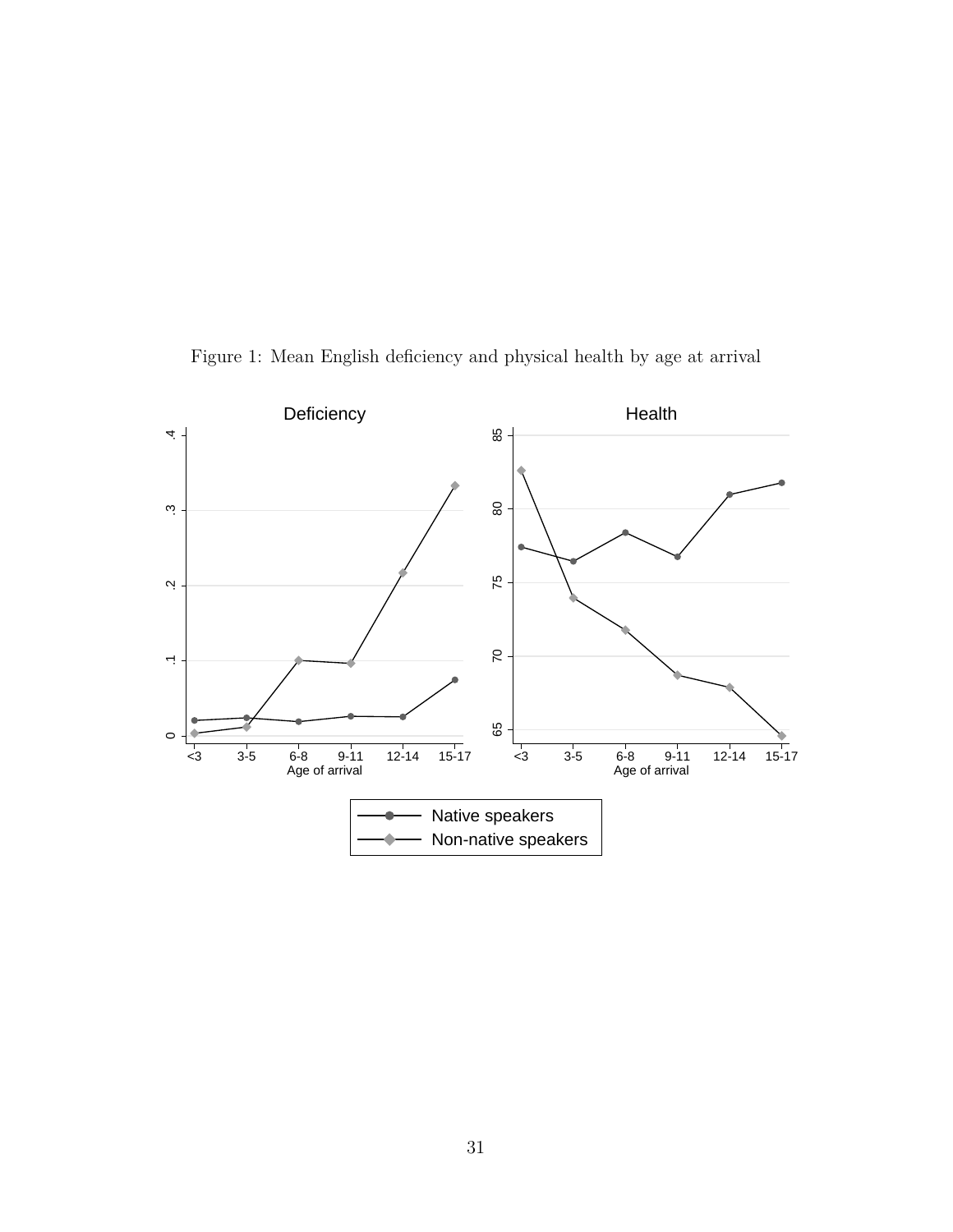Figure 1: Mean English deficiency and physical health by age at arrival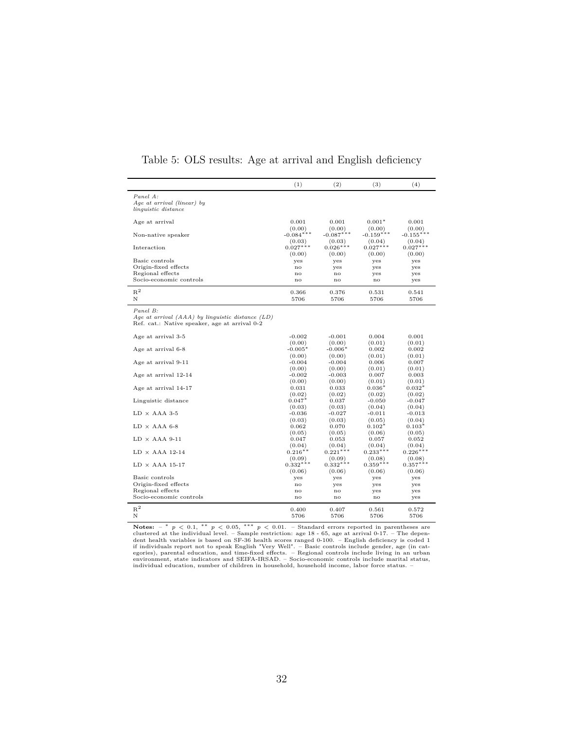Table 5: OLS results: Age at arrival and English deficiency

| | (1) | (2) | (3) | (4) |
|---|---|---|---|---|
| *Panel A:* *Age at arrival (linear) by linguistic distance* | | | | |
| Age at arrival | 0.001 | 0.001 | 0.001* | 0.001 |
| | (0.00) | (0.00) | (0.00) | (0.00) |
| Non-native speaker | -0.084*** | -0.087*** | -0.159*** | -0.155*** |
| | (0.03) | (0.03) | (0.04) | (0.04) |
| Interaction | 0.027*** | 0.026*** | 0.027*** | 0.027*** |
| | (0.00) | (0.00) | (0.00) | (0.00) |
| Basic controls | yes | yes | yes | yes |
| Origin-fixed effects | no | yes | yes | yes |
| Regional effects | no | no | yes | yes |
| Socio-economic controls | no | no | no | yes |
| $R^2$ | 0.366 | 0.376 | 0.531 | 0.541 |
| N | 5706 | 5706 | 5706 | 5706 |
| *Panel B:* *Age at arrival (AAA) by linguistic distance (LD)* Ref. cat.: Native speaker, age at arrival 0-2 | | | | |
| Age at arrival 3-5 | -0.002 | -0.001 | 0.004 | 0.001 |
| | (0.00) | (0.00) | (0.01) | (0.01) |
| Age at arrival 6-8 | -0.005* | -0.006* | 0.002 | 0.002 |
| | (0.00) | (0.00) | (0.01) | (0.01) |
| Age at arrival 9-11 | -0.004 | -0.004 | 0.006 | 0.007 |
| | (0.00) | (0.00) | (0.01) | (0.01) |
| Age at arrival 12-14 | -0.002 | -0.003 | 0.007 | 0.003 |
| | (0.00) | (0.00) | (0.01) | (0.01) |
| Age at arrival 14-17 | 0.031 | 0.033 | 0.036* | 0.032* |
| | (0.02) | (0.02) | (0.02) | (0.02) |
| Linguistic distance | 0.047* | 0.037 | -0.050 | -0.047 |
| | (0.03) | (0.03) | (0.04) | (0.04) |
| LD × AAA 3-5 | -0.036 | -0.027 | -0.011 | -0.013 |
| | (0.03) | (0.03) | (0.05) | (0.04) |
| LD × AAA 6-8 | 0.062 | 0.070 | 0.102* | 0.103* |
| | (0.05) | (0.05) | (0.06) | (0.05) |
| LD × AAA 9-11 | 0.047 | 0.053 | 0.057 | 0.052 |
| | (0.04) | (0.04) | (0.04) | (0.04) |
| LD × AAA 12-14 | 0.216** | 0.221*** | 0.233*** | 0.226*** |
| | (0.09) | (0.09) | (0.08) | (0.08) |
| LD × AAA 15-17 | 0.332*** | 0.332*** | 0.359*** | 0.357*** |
| | (0.06) | (0.06) | (0.06) | (0.06) |
| Basic controls | yes | yes | yes | yes |
| Origin-fixed effects | no | yes | yes | yes |
| Regional effects | no | no | yes | yes |
| Socio-economic controls | no | no | no | yes |
| $R^2$ | 0.400 | 0.407 | 0.561 | 0.572 |
| N | 5706 | 5706 | 5706 | 5706 |

**Notes:** – * $p < 0.1$, ** $p < 0.05$, *** $p < 0.01$. – Standard errors reported in parentheses are clustered at the individual level. – Sample restriction: age 18 - 65, age at arrival 0-17. – The dependent health variables is based on SF-36 health scores ranged 0-100. – English deficiency is coded 1 if individuals report not to speak English "Very Well". – Basic controls include gender, age (in categories), parental education, and time-fixed effects. – Regional controls include living in an urban environment, state indicators and SEIFA-IRSAD. – Socio-economic controls include marital status, individual education, number of children in household, household income, labor force status. –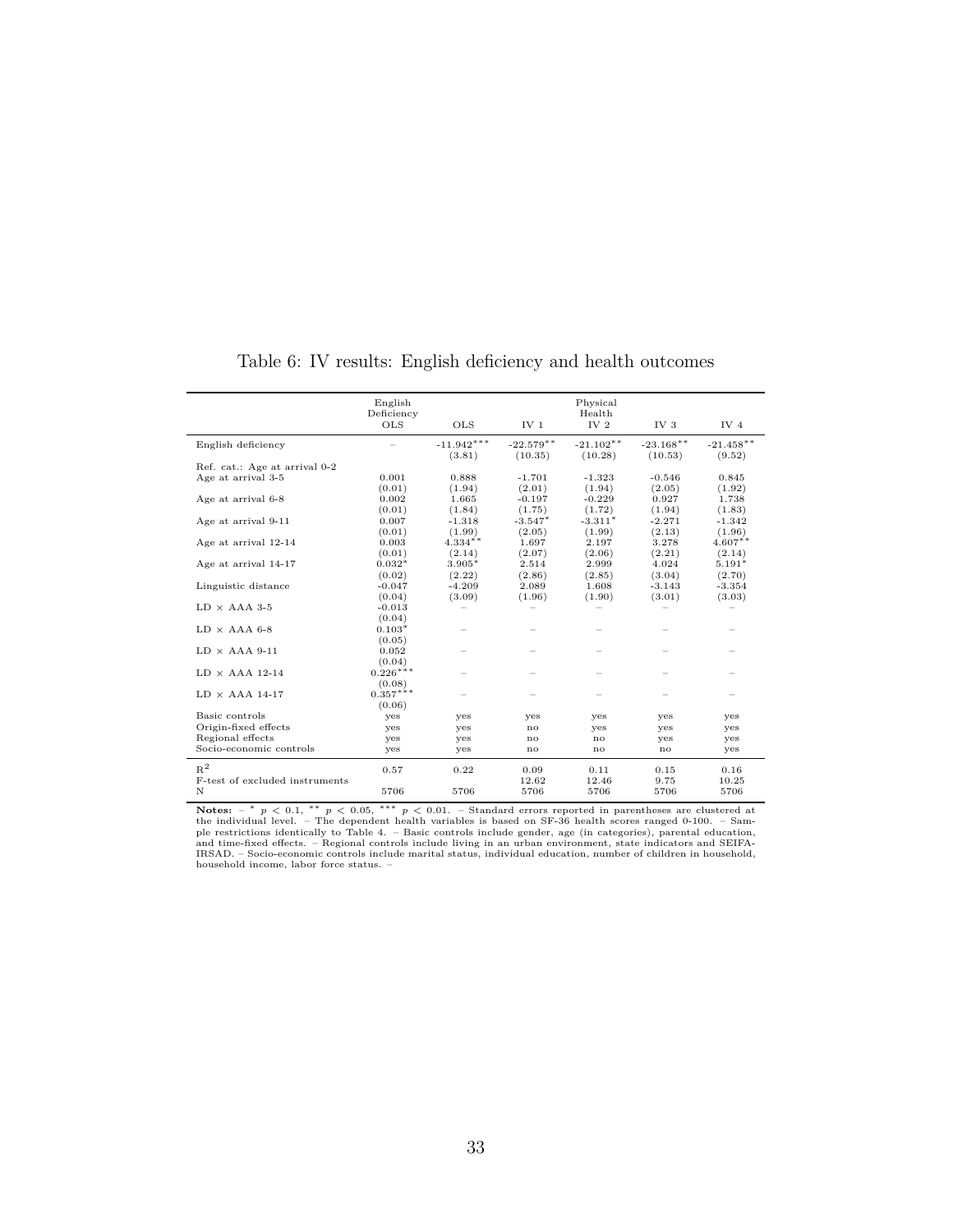Table 6: IV results: English deficiency and health outcomes

| | English Deficiency | | | Physical Health | | |
|---|---|---|---|---|---|---|
| | OLS | OLS | IV 1 | IV 2 | IV 3 | IV 4 |
| English deficiency | – | -11.942*** | -22.579** | -21.102** | -23.168** | -21.458** |
| | | (3.81) | (10.35) | (10.28) | (10.53) | (9.52) |
| Ref. cat.: Age at arrival 0-2 | | | | | | |
| Age at arrival 3-5 | 0.001 | 0.888 | -1.701 | -1.323 | -0.546 | 0.845 |
| | (0.01) | (1.94) | (2.01) | (1.94) | (2.05) | (1.92) |
| Age at arrival 6-8 | 0.002 | 1.665 | -0.197 | -0.229 | 0.927 | 1.738 |
| | (0.01) | (1.84) | (1.75) | (1.72) | (1.94) | (1.83) |
| Age at arrival 9-11 | 0.007 | -1.318 | -3.547* | -3.311* | -2.271 | -1.342 |
| | (0.01) | (1.99) | (2.05) | (1.99) | (2.13) | (1.96) |
| Age at arrival 12-14 | 0.003 | 4.334** | 1.697 | 2.197 | 3.278 | 4.607** |
| | (0.01) | (2.14) | (2.07) | (2.06) | (2.21) | (2.14) |
| Age at arrival 14-17 | 0.032* | 3.905* | 2.514 | 2.999 | 4.024 | 5.191* |
| | (0.02) | (2.22) | (2.86) | (2.85) | (3.04) | (2.70) |
| Linguistic distance | -0.047 | -4.209 | 2.089 | 1.608 | -3.143 | -3.354 |
| | (0.04) | (3.09) | (1.96) | (1.90) | (3.01) | (3.03) |
| LD × AAA 3-5 | -0.013 | – | – | – | – | – |
| | (0.04) | | | | | |
| LD × AAA 6-8 | 0.103* | – | – | – | – | – |
| | (0.05) | | | | | |
| LD × AAA 9-11 | 0.052 | – | – | – | – | – |
| | (0.04) | | | | | |
| LD × AAA 12-14 | 0.226*** | – | – | – | – | – |
| | (0.08) | | | | | |
| LD × AAA 14-17 | 0.357*** | – | – | – | – | – |
| | (0.06) | | | | | |
| Basic controls | yes | yes | yes | yes | yes | yes |
| Origin-fixed effects | yes | yes | no | yes | yes | yes |
| Regional effects | yes | yes | no | no | yes | yes |
| Socio-economic controls | yes | yes | no | no | no | yes |
| $R^2$ | 0.57 | 0.22 | 0.09 | 0.11 | 0.15 | 0.16 |
| F-test of excluded instruments | | | 12.62 | 12.46 | 9.75 | 10.25 |
| N | 5706 | 5706 | 5706 | 5706 | 5706 | 5706 |

**Notes:** – * $p < 0.1$, ** $p < 0.05$, *** $p < 0.01$. – Standard errors reported in parentheses are clustered at the individual level. – The dependent health variables is based on SF-36 health scores ranged 0-100. – Sample restrictions identically to Table 4. – Basic controls include gender, age (in categories), parental education, and time-fixed effects. – Regional controls include living in an urban environment, state indicators and SEIFA-IRSAD. – Socio-economic controls include marital status, individual education, number of children in household, household income, labor force status. –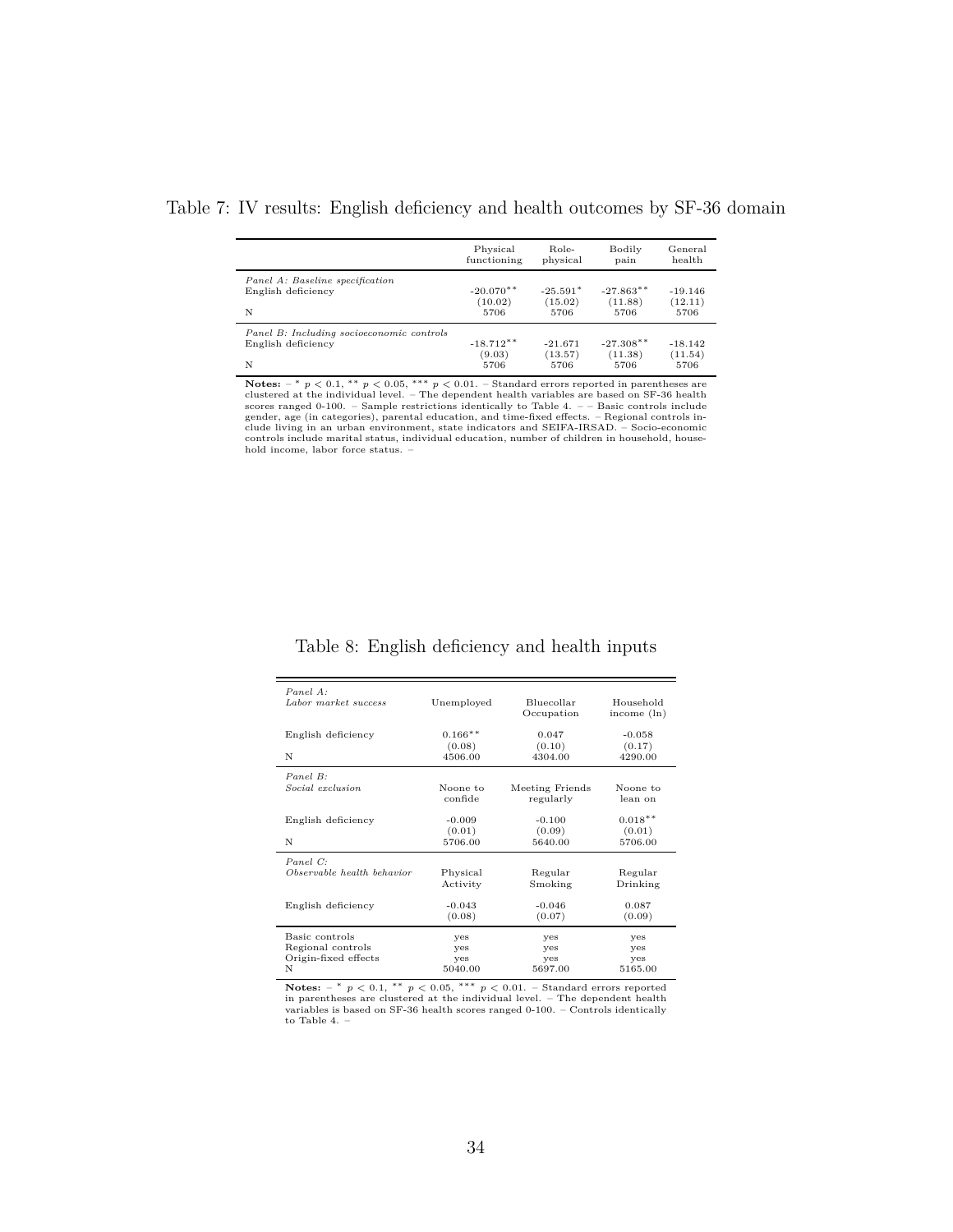Table 7: IV results: English deficiency and health outcomes by SF-36 domain

| | Physical functioning | Role-physical | Bodily pain | General health |
|---|---|---|---|---|
| *Panel A: Baseline specification* | | | | |
| English deficiency | -20.070** | -25.591* | -27.863** | -19.146 |
| | (10.02) | (15.02) | (11.88) | (12.11) |
| N | 5706 | 5706 | 5706 | 5706 |
| *Panel B: Including socioeconomic controls* | | | | |
| English deficiency | -18.712** | -21.671 | -27.308** | -18.142 |
| | (9.03) | (13.57) | (11.38) | (11.54) |
| N | 5706 | 5706 | 5706 | 5706 |

**Notes:** – * $p < 0.1$, ** $p < 0.05$, *** $p < 0.01$. – Standard errors reported in parentheses are clustered at the individual level. – The dependent health variables are based on SF-36 health scores ranged 0-100. – Sample restrictions identically to Table 4. – – Basic controls include gender, age (in categories), parental education, and time-fixed effects. – Regional controls include living in an urban environment, state indicators and SEIFA-IRSAD. – Socio-economic controls include marital status, individual education, number of children in household, household income, labor force status. –

Table 8: English deficiency and health inputs

| | | | |
|---|---|---|---|
| *Panel A:* *Labor market success* | Unemployed | Bluecollar Occupation | Household income (ln) |
| English deficiency | 0.166** | 0.047 | -0.058 |
| | (0.08) | (0.10) | (0.17) |
| N | 4506.00 | 4304.00 | 4290.00 |
| *Panel B:* *Social exclusion* | Noone to confide | Meeting Friends regularly | Noone to lean on |
| English deficiency | -0.009 | -0.100 | 0.018** |
| | (0.01) | (0.09) | (0.01) |
| N | 5706.00 | 5640.00 | 5706.00 |
| *Panel C:* *Observable health behavior* | Physical Activity | Regular Smoking | Regular Drinking |
| English deficiency | -0.043 | -0.046 | 0.087 |
| | (0.08) | (0.07) | (0.09) |
| Basic controls | yes | yes | yes |
| Regional controls | yes | yes | yes |
| Origin-fixed effects | yes | yes | yes |
| N | 5040.00 | 5697.00 | 5165.00 |

**Notes:** – * $p < 0.1$, ** $p < 0.05$, *** $p < 0.01$. – Standard errors reported in parentheses are clustered at the individual level. – The dependent health variables is based on SF-36 health scores ranged 0-100. – Controls identically to Table 4. –